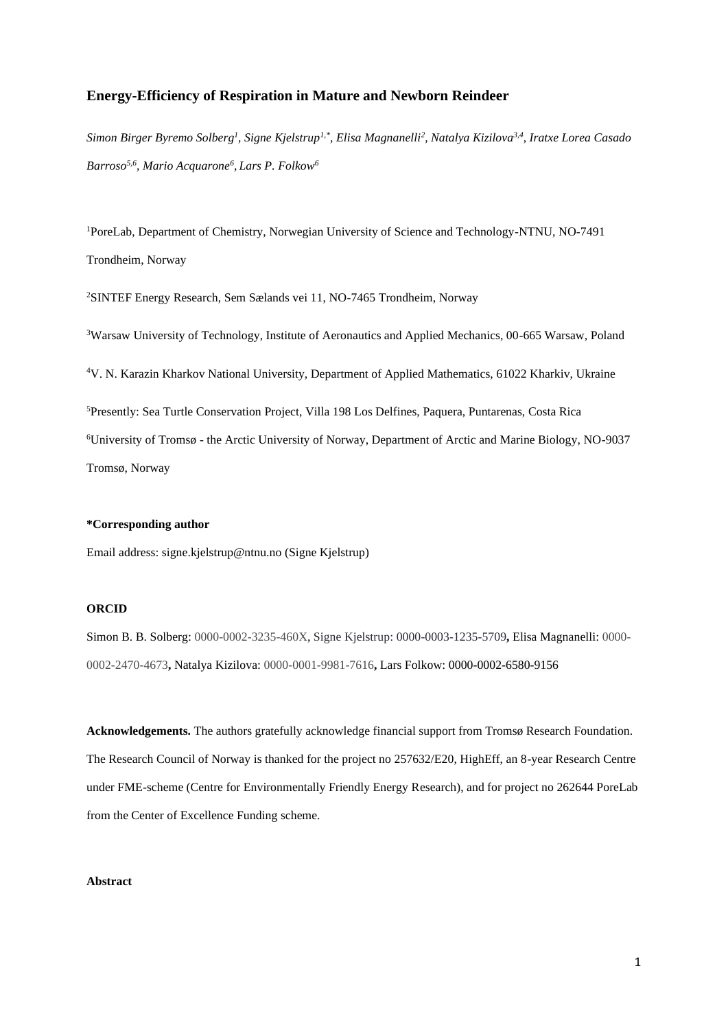# Energy-Efficiency of Respiration in Mature and Newborn Reindeer

*Simon Birger Byremo Solberg[1], Signe Kjelstrup[1,*], Elisa Magnanelli[2], Natalya Kizilova[3,4], Iratxe Lorea Casado Barroso[5,6], Mario Acquarone[6], Lars P. Folkow[6]*

[1]PoreLab, Department of Chemistry, Norwegian University of Science and Technology-NTNU, NO-7491 Trondheim, Norway

[2]SINTEF Energy Research, Sem Sælands vei 11, NO-7465 Trondheim, Norway

[3]Warsaw University of Technology, Institute of Aeronautics and Applied Mechanics, 00-665 Warsaw, Poland

[4]V. N. Karazin Kharkov National University, Department of Applied Mathematics, 61022 Kharkiv, Ukraine

[5]Presently: Sea Turtle Conservation Project, Villa 198 Los Delfines, Paquera, Puntarenas, Costa Rica

[6]University of Tromsø - the Arctic University of Norway, Department of Arctic and Marine Biology, NO-9037 Tromsø, Norway

**\*Corresponding author**

Email address: signe.kjelstrup@ntnu.no (Signe Kjelstrup)

**ORCID**

Simon B. B. Solberg: 0000-0002-3235-460X, Signe Kjelstrup: 0000-0003-1235-5709**,** Elisa Magnanelli: 0000-0002-2470-4673**,** Natalya Kizilova: 0000-0001-9981-7616**,** Lars Folkow: 0000-0002-6580-9156

**Acknowledgements.** The authors gratefully acknowledge financial support from Tromsø Research Foundation. The Research Council of Norway is thanked for the project no 257632/E20, HighEff, an 8-year Research Centre under FME-scheme (Centre for Environmentally Friendly Energy Research), and for project no 262644 PoreLab from the Center of Excellence Funding scheme.

**Abstract**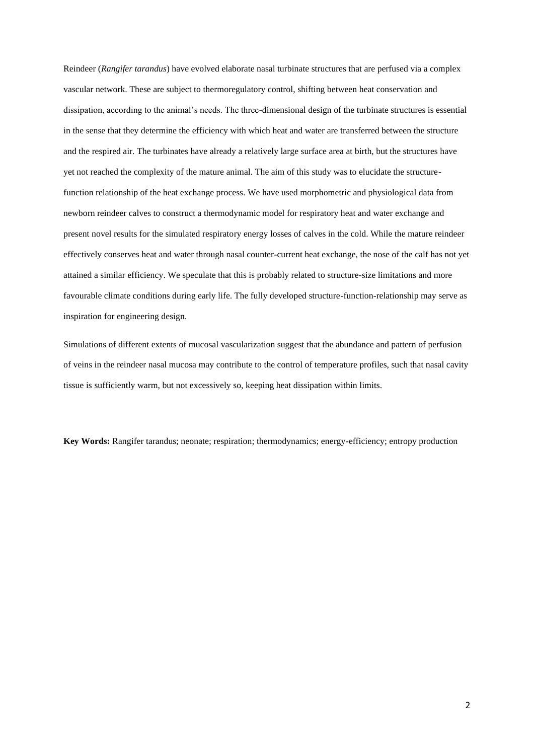Reindeer (*Rangifer tarandus*) have evolved elaborate nasal turbinate structures that are perfused via a complex vascular network. These are subject to thermoregulatory control, shifting between heat conservation and dissipation, according to the animal's needs. The three-dimensional design of the turbinate structures is essential in the sense that they determine the efficiency with which heat and water are transferred between the structure and the respired air. The turbinates have already a relatively large surface area at birth, but the structures have yet not reached the complexity of the mature animal. The aim of this study was to elucidate the structure-function relationship of the heat exchange process. We have used morphometric and physiological data from newborn reindeer calves to construct a thermodynamic model for respiratory heat and water exchange and present novel results for the simulated respiratory energy losses of calves in the cold. While the mature reindeer effectively conserves heat and water through nasal counter-current heat exchange, the nose of the calf has not yet attained a similar efficiency. We speculate that this is probably related to structure-size limitations and more favourable climate conditions during early life. The fully developed structure-function-relationship may serve as inspiration for engineering design.

Simulations of different extents of mucosal vascularization suggest that the abundance and pattern of perfusion of veins in the reindeer nasal mucosa may contribute to the control of temperature profiles, such that nasal cavity tissue is sufficiently warm, but not excessively so, keeping heat dissipation within limits.

**Key Words:** Rangifer tarandus; neonate; respiration; thermodynamics; energy-efficiency; entropy production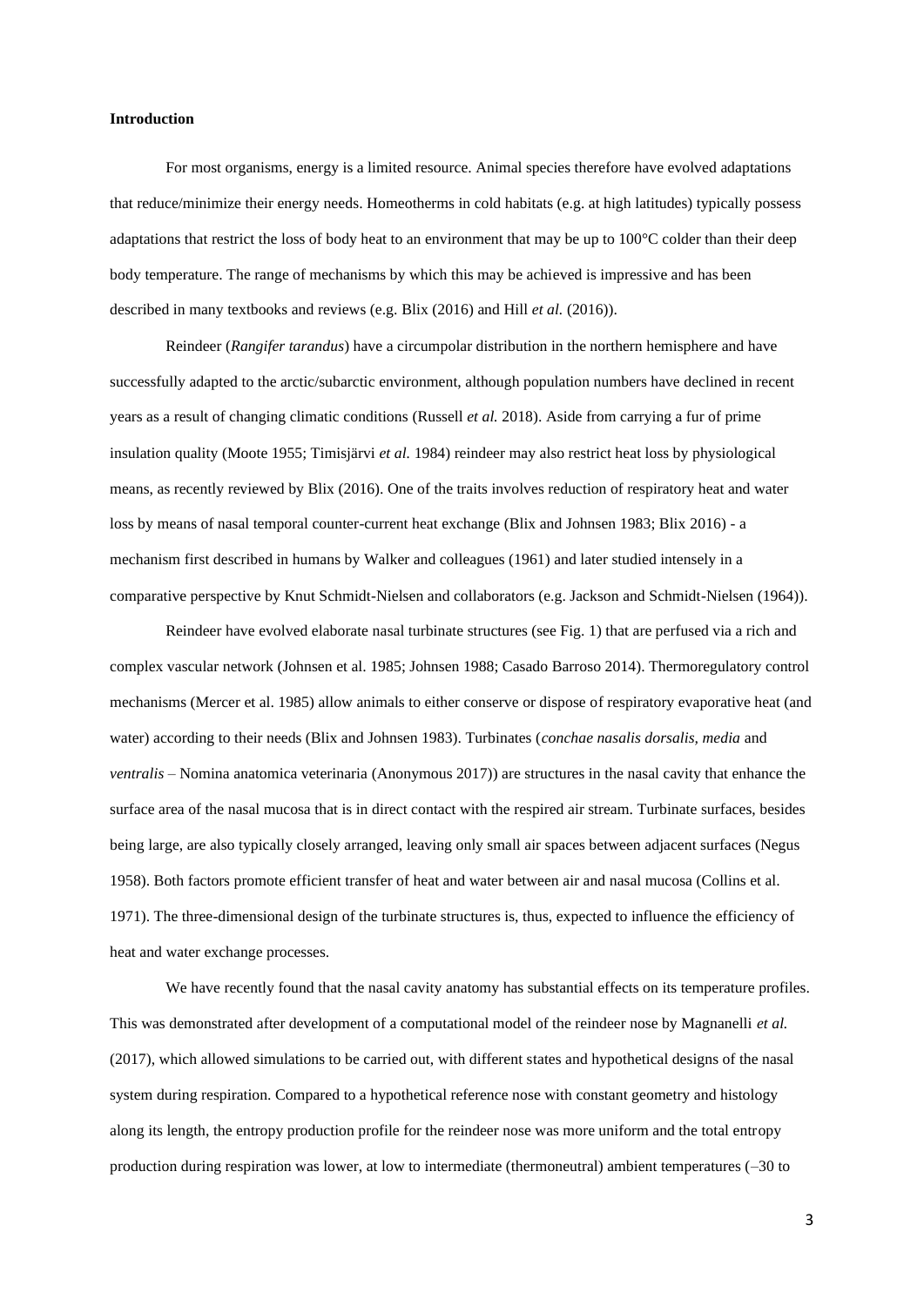**Introduction**

For most organisms, energy is a limited resource. Animal species therefore have evolved adaptations that reduce/minimize their energy needs. Homeotherms in cold habitats (e.g. at high latitudes) typically possess adaptations that restrict the loss of body heat to an environment that may be up to 100°C colder than their deep body temperature. The range of mechanisms by which this may be achieved is impressive and has been described in many textbooks and reviews (e.g. Blix (2016) and Hill *et al.* (2016)).

Reindeer (*Rangifer tarandus*) have a circumpolar distribution in the northern hemisphere and have successfully adapted to the arctic/subarctic environment, although population numbers have declined in recent years as a result of changing climatic conditions (Russell *et al.* 2018). Aside from carrying a fur of prime insulation quality (Moote 1955; Timisjärvi *et al.* 1984) reindeer may also restrict heat loss by physiological means, as recently reviewed by Blix (2016). One of the traits involves reduction of respiratory heat and water loss by means of nasal temporal counter-current heat exchange (Blix and Johnsen 1983; Blix 2016) - a mechanism first described in humans by Walker and colleagues (1961) and later studied intensely in a comparative perspective by Knut Schmidt-Nielsen and collaborators (e.g. Jackson and Schmidt-Nielsen (1964)).

Reindeer have evolved elaborate nasal turbinate structures (see Fig. 1) that are perfused via a rich and complex vascular network (Johnsen et al. 1985; Johnsen 1988; Casado Barroso 2014). Thermoregulatory control mechanisms (Mercer et al. 1985) allow animals to either conserve or dispose of respiratory evaporative heat (and water) according to their needs (Blix and Johnsen 1983). Turbinates (*conchae nasalis dorsalis, media* and *ventralis* – Nomina anatomica veterinaria (Anonymous 2017)) are structures in the nasal cavity that enhance the surface area of the nasal mucosa that is in direct contact with the respired air stream. Turbinate surfaces, besides being large, are also typically closely arranged, leaving only small air spaces between adjacent surfaces (Negus 1958). Both factors promote efficient transfer of heat and water between air and nasal mucosa (Collins et al. 1971). The three-dimensional design of the turbinate structures is, thus, expected to influence the efficiency of heat and water exchange processes.

We have recently found that the nasal cavity anatomy has substantial effects on its temperature profiles. This was demonstrated after development of a computational model of the reindeer nose by Magnanelli *et al.* (2017), which allowed simulations to be carried out, with different states and hypothetical designs of the nasal system during respiration. Compared to a hypothetical reference nose with constant geometry and histology along its length, the entropy production profile for the reindeer nose was more uniform and the total entropy production during respiration was lower, at low to intermediate (thermoneutral) ambient temperatures (–30 to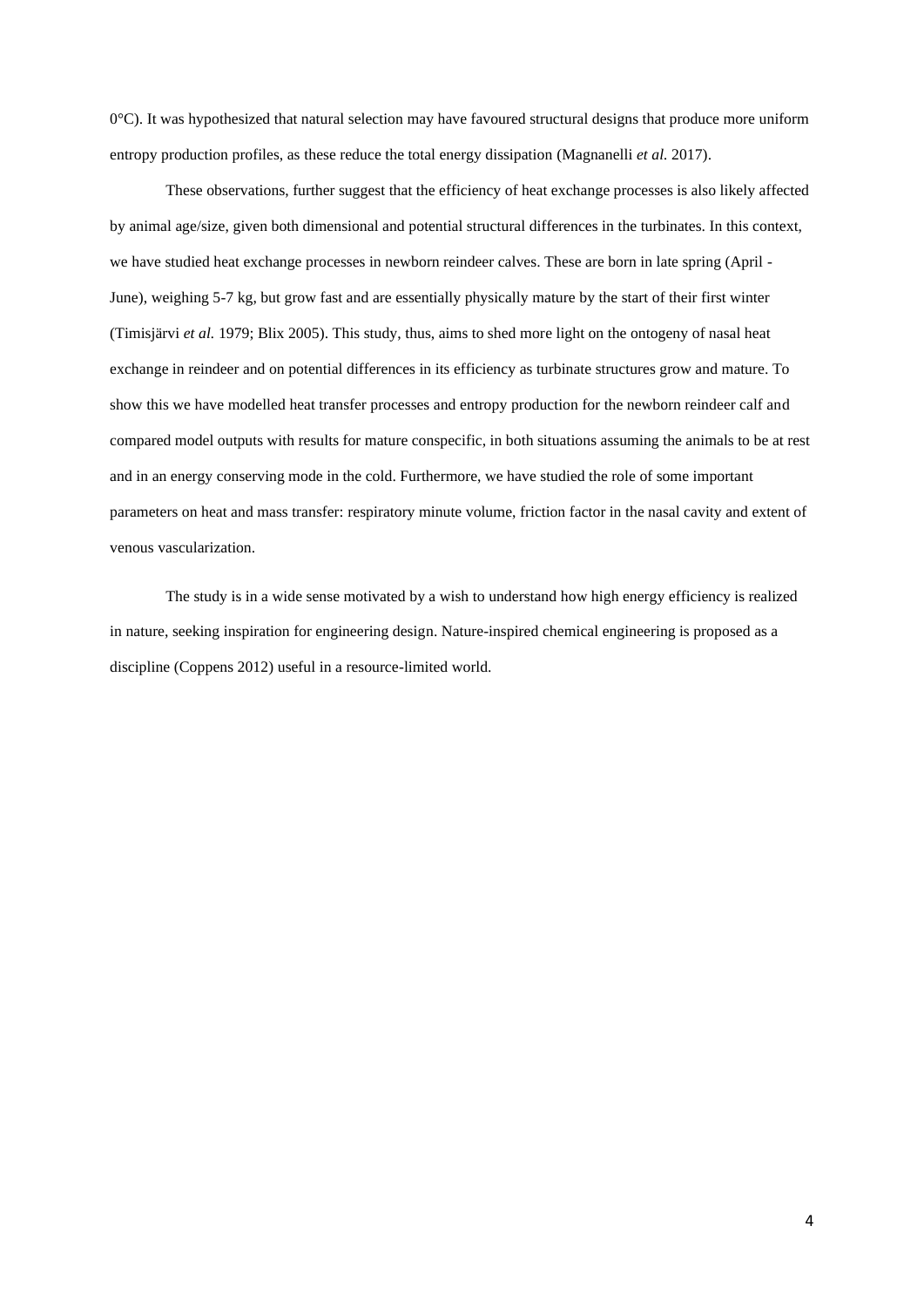0°C). It was hypothesized that natural selection may have favoured structural designs that produce more uniform entropy production profiles, as these reduce the total energy dissipation (Magnanelli *et al.* 2017).

These observations, further suggest that the efficiency of heat exchange processes is also likely affected by animal age/size, given both dimensional and potential structural differences in the turbinates. In this context, we have studied heat exchange processes in newborn reindeer calves. These are born in late spring (April - June), weighing 5-7 kg, but grow fast and are essentially physically mature by the start of their first winter (Timisjärvi *et al.* 1979; Blix 2005). This study, thus, aims to shed more light on the ontogeny of nasal heat exchange in reindeer and on potential differences in its efficiency as turbinate structures grow and mature. To show this we have modelled heat transfer processes and entropy production for the newborn reindeer calf and compared model outputs with results for mature conspecific, in both situations assuming the animals to be at rest and in an energy conserving mode in the cold. Furthermore, we have studied the role of some important parameters on heat and mass transfer: respiratory minute volume, friction factor in the nasal cavity and extent of venous vascularization.

The study is in a wide sense motivated by a wish to understand how high energy efficiency is realized in nature, seeking inspiration for engineering design. Nature-inspired chemical engineering is proposed as a discipline (Coppens 2012) useful in a resource-limited world.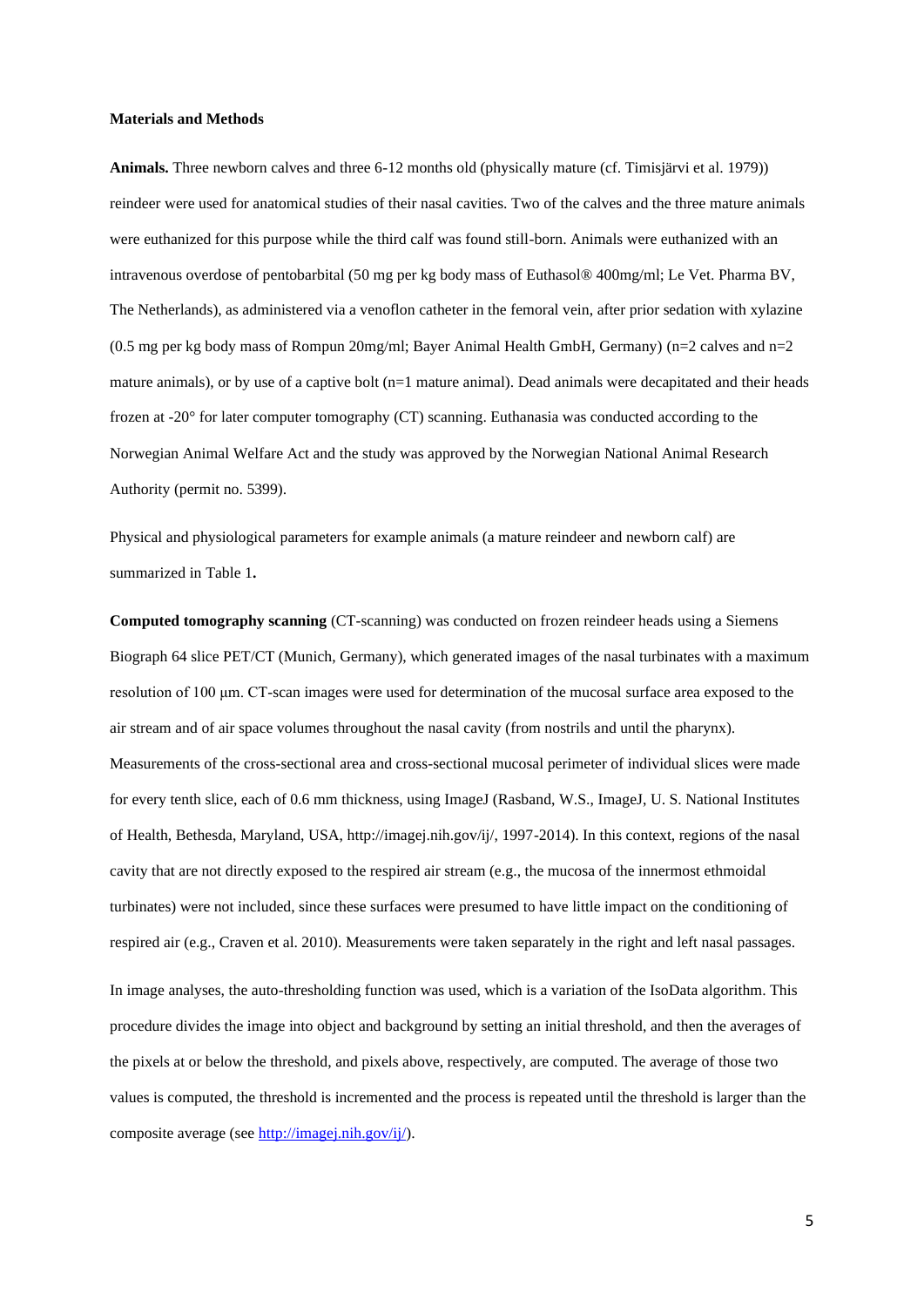**Materials and Methods**

**Animals.** Three newborn calves and three 6-12 months old (physically mature (cf. Timisjärvi et al. 1979)) reindeer were used for anatomical studies of their nasal cavities. Two of the calves and the three mature animals were euthanized for this purpose while the third calf was found still-born. Animals were euthanized with an intravenous overdose of pentobarbital (50 mg per kg body mass of Euthasol® 400mg/ml; Le Vet. Pharma BV, The Netherlands), as administered via a venoflon catheter in the femoral vein, after prior sedation with xylazine (0.5 mg per kg body mass of Rompun 20mg/ml; Bayer Animal Health GmbH, Germany) (n=2 calves and n=2 mature animals), or by use of a captive bolt (n=1 mature animal). Dead animals were decapitated and their heads frozen at -20° for later computer tomography (CT) scanning. Euthanasia was conducted according to the Norwegian Animal Welfare Act and the study was approved by the Norwegian National Animal Research Authority (permit no. 5399).

Physical and physiological parameters for example animals (a mature reindeer and newborn calf) are summarized in Table 1**.**

**Computed tomography scanning** (CT-scanning) was conducted on frozen reindeer heads using a Siemens Biograph 64 slice PET/CT (Munich, Germany), which generated images of the nasal turbinates with a maximum resolution of 100 μm. CT-scan images were used for determination of the mucosal surface area exposed to the air stream and of air space volumes throughout the nasal cavity (from nostrils and until the pharynx). Measurements of the cross-sectional area and cross-sectional mucosal perimeter of individual slices were made for every tenth slice, each of 0.6 mm thickness, using ImageJ (Rasband, W.S., ImageJ, U. S. National Institutes of Health, Bethesda, Maryland, USA, http://imagej.nih.gov/ij/, 1997-2014). In this context, regions of the nasal cavity that are not directly exposed to the respired air stream (e.g., the mucosa of the innermost ethmoidal turbinates) were not included, since these surfaces were presumed to have little impact on the conditioning of respired air (e.g., Craven et al. 2010). Measurements were taken separately in the right and left nasal passages.

In image analyses, the auto-thresholding function was used, which is a variation of the IsoData algorithm. This procedure divides the image into object and background by setting an initial threshold, and then the averages of the pixels at or below the threshold, and pixels above, respectively, are computed. The average of those two values is computed, the threshold is incremented and the process is repeated until the threshold is larger than the composite average (see http://imagej.nih.gov/ij/).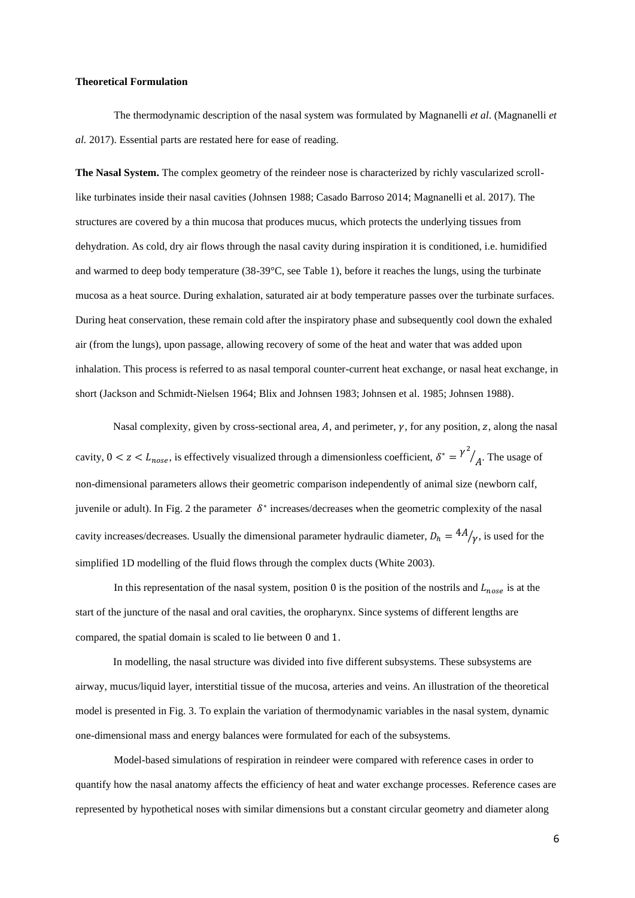**Theoretical Formulation**

The thermodynamic description of the nasal system was formulated by Magnanelli *et al*. (Magnanelli *et al.* 2017). Essential parts are restated here for ease of reading.

**The Nasal System.** The complex geometry of the reindeer nose is characterized by richly vascularized scroll-like turbinates inside their nasal cavities (Johnsen 1988; Casado Barroso 2014; Magnanelli et al. 2017). The structures are covered by a thin mucosa that produces mucus, which protects the underlying tissues from dehydration. As cold, dry air flows through the nasal cavity during inspiration it is conditioned, i.e. humidified and warmed to deep body temperature (38-39°C, see Table 1), before it reaches the lungs, using the turbinate mucosa as a heat source. During exhalation, saturated air at body temperature passes over the turbinate surfaces. During heat conservation, these remain cold after the inspiratory phase and subsequently cool down the exhaled air (from the lungs), upon passage, allowing recovery of some of the heat and water that was added upon inhalation. This process is referred to as nasal temporal counter-current heat exchange, or nasal heat exchange, in short (Jackson and Schmidt-Nielsen 1964; Blix and Johnsen 1983; Johnsen et al. 1985; Johnsen 1988).

Nasal complexity, given by cross-sectional area, $A$, and perimeter, $\gamma$, for any position, $z$, along the nasal cavity, $0 < z < L_{nose}$, is effectively visualized through a dimensionless coefficient, $\delta^* = {\gamma^2}/{A}$. The usage of non-dimensional parameters allows their geometric comparison independently of animal size (newborn calf, juvenile or adult). In Fig. 2 the parameter $\delta^*$ increases/decreases when the geometric complexity of the nasal cavity increases/decreases. Usually the dimensional parameter hydraulic diameter, $D_h = {4A}/{\gamma}$, is used for the simplified 1D modelling of the fluid flows through the complex ducts (White 2003).

In this representation of the nasal system, position 0 is the position of the nostrils and $L_{nose}$ is at the start of the juncture of the nasal and oral cavities, the oropharynx. Since systems of different lengths are compared, the spatial domain is scaled to lie between 0 and 1.

In modelling, the nasal structure was divided into five different subsystems. These subsystems are airway, mucus/liquid layer, interstitial tissue of the mucosa, arteries and veins. An illustration of the theoretical model is presented in Fig. 3. To explain the variation of thermodynamic variables in the nasal system, dynamic one-dimensional mass and energy balances were formulated for each of the subsystems.

Model-based simulations of respiration in reindeer were compared with reference cases in order to quantify how the nasal anatomy affects the efficiency of heat and water exchange processes. Reference cases are represented by hypothetical noses with similar dimensions but a constant circular geometry and diameter along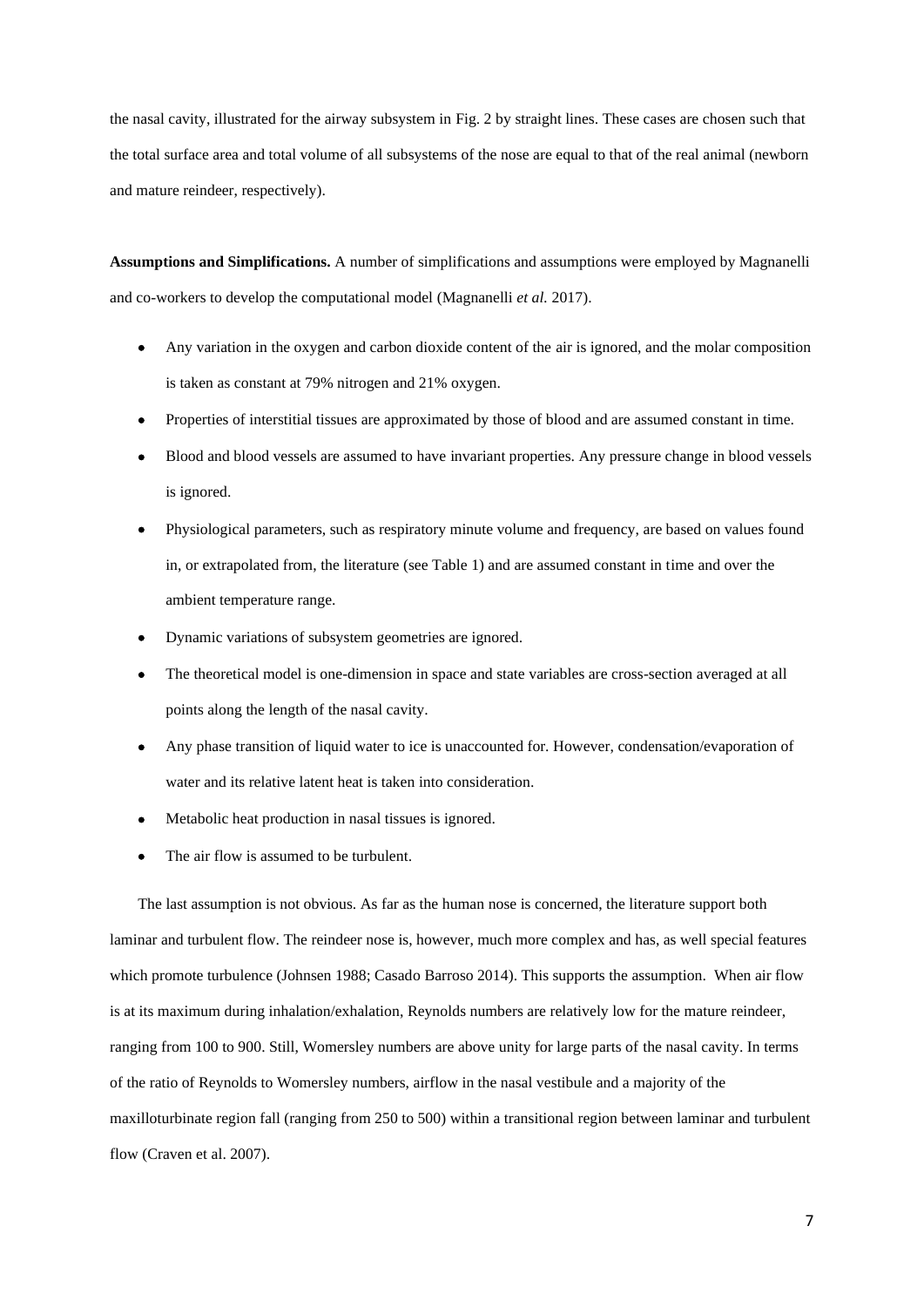the nasal cavity, illustrated for the airway subsystem in Fig. 2 by straight lines. These cases are chosen such that the total surface area and total volume of all subsystems of the nose are equal to that of the real animal (newborn and mature reindeer, respectively).

**Assumptions and Simplifications.** A number of simplifications and assumptions were employed by Magnanelli and co-workers to develop the computational model (Magnanelli *et al.* 2017).

- Any variation in the oxygen and carbon dioxide content of the air is ignored, and the molar composition is taken as constant at 79% nitrogen and 21% oxygen.
- Properties of interstitial tissues are approximated by those of blood and are assumed constant in time.
- Blood and blood vessels are assumed to have invariant properties. Any pressure change in blood vessels is ignored.
- Physiological parameters, such as respiratory minute volume and frequency, are based on values found in, or extrapolated from, the literature (see Table 1) and are assumed constant in time and over the ambient temperature range.
- Dynamic variations of subsystem geometries are ignored.
- The theoretical model is one-dimension in space and state variables are cross-section averaged at all points along the length of the nasal cavity.
- Any phase transition of liquid water to ice is unaccounted for. However, condensation/evaporation of water and its relative latent heat is taken into consideration.
- Metabolic heat production in nasal tissues is ignored.
- The air flow is assumed to be turbulent.

The last assumption is not obvious. As far as the human nose is concerned, the literature support both laminar and turbulent flow. The reindeer nose is, however, much more complex and has, as well special features which promote turbulence (Johnsen 1988; Casado Barroso 2014). This supports the assumption. When air flow is at its maximum during inhalation/exhalation, Reynolds numbers are relatively low for the mature reindeer, ranging from 100 to 900. Still, Womersley numbers are above unity for large parts of the nasal cavity. In terms of the ratio of Reynolds to Womersley numbers, airflow in the nasal vestibule and a majority of the maxilloturbinate region fall (ranging from 250 to 500) within a transitional region between laminar and turbulent flow (Craven et al. 2007).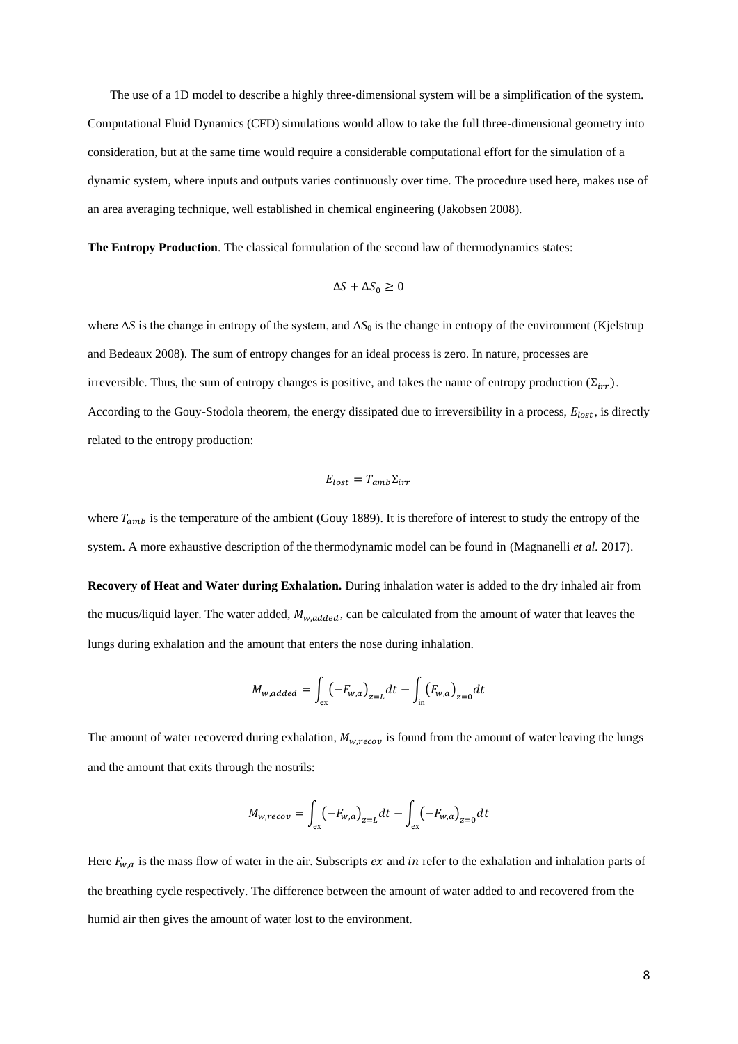The use of a 1D model to describe a highly three-dimensional system will be a simplification of the system. Computational Fluid Dynamics (CFD) simulations would allow to take the full three-dimensional geometry into consideration, but at the same time would require a considerable computational effort for the simulation of a dynamic system, where inputs and outputs varies continuously over time. The procedure used here, makes use of an area averaging technique, well established in chemical engineering (Jakobsen 2008).

**The Entropy Production**. The classical formulation of the second law of thermodynamics states:

$$\Delta S + \Delta S_0 \geq 0$$

where $\Delta S$ is the change in entropy of the system, and $\Delta S_0$ is the change in entropy of the environment (Kjelstrup and Bedeaux 2008). The sum of entropy changes for an ideal process is zero. In nature, processes are irreversible. Thus, the sum of entropy changes is positive, and takes the name of entropy production ($\Sigma_{irr}$). According to the Gouy-Stodola theorem, the energy dissipated due to irreversibility in a process, $E_{lost}$, is directly related to the entropy production:

$$E_{lost} = T_{amb}\Sigma_{irr}$$

where $T_{amb}$ is the temperature of the ambient (Gouy 1889). It is therefore of interest to study the entropy of the system. A more exhaustive description of the thermodynamic model can be found in (Magnanelli *et al.* 2017).

**Recovery of Heat and Water during Exhalation.** During inhalation water is added to the dry inhaled air from the mucus/liquid layer. The water added, $M_{w,added}$, can be calculated from the amount of water that leaves the lungs during exhalation and the amount that enters the nose during inhalation.

$$M_{w,added} = \int_{\text{ex}} \left(-F_{w,a}\right)_{z=L} dt - \int_{\text{in}} \left(F_{w,a}\right)_{z=0} dt$$

The amount of water recovered during exhalation, $M_{w,recov}$ is found from the amount of water leaving the lungs and the amount that exits through the nostrils:

$$M_{w,recov} = \int_{\text{ex}} \left(-F_{w,a}\right)_{z=L} dt - \int_{\text{ex}} \left(-F_{w,a}\right)_{z=0} dt$$

Here $F_{w,a}$ is the mass flow of water in the air. Subscripts $ex$ and $in$ refer to the exhalation and inhalation parts of the breathing cycle respectively. The difference between the amount of water added to and recovered from the humid air then gives the amount of water lost to the environment.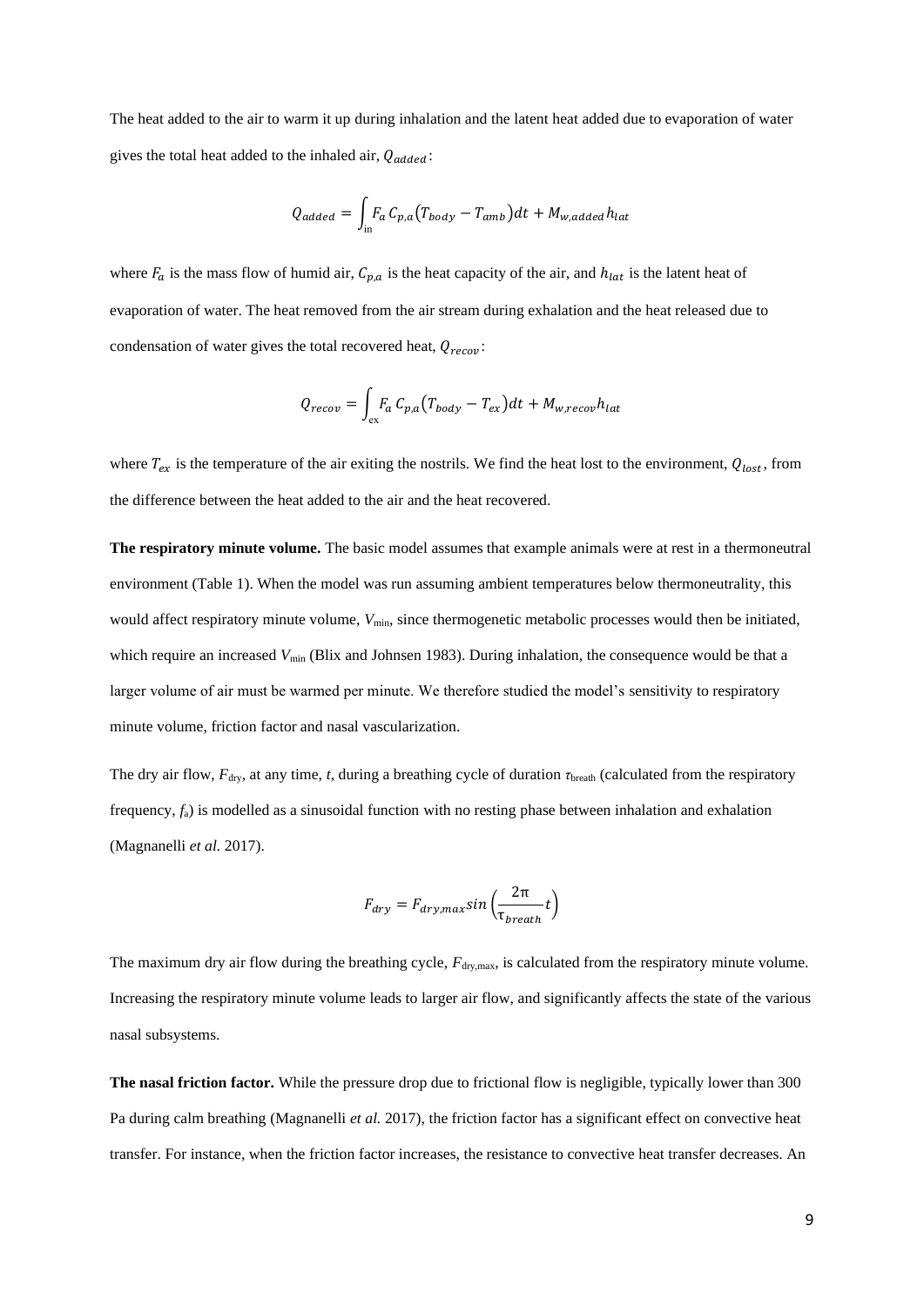The heat added to the air to warm it up during inhalation and the latent heat added due to evaporation of water gives the total heat added to the inhaled air, $Q_{added}$:

$$Q_{added} = \int_{\text{in}} F_a \, C_{p,a} \left( T_{body} - T_{amb} \right) dt + M_{w,added} h_{lat}$$

where $F_a$ is the mass flow of humid air, $C_{p,a}$ is the heat capacity of the air, and $h_{lat}$ is the latent heat of evaporation of water. The heat removed from the air stream during exhalation and the heat released due to condensation of water gives the total recovered heat, $Q_{recov}$:

$$Q_{recov} = \int_{\text{ex}} F_a \, C_{p,a} \left( T_{body} - T_{ex} \right) dt + M_{w,recov} h_{lat}$$

where $T_{ex}$ is the temperature of the air exiting the nostrils. We find the heat lost to the environment, $Q_{lost}$, from the difference between the heat added to the air and the heat recovered.

**The respiratory minute volume.** The basic model assumes that example animals were at rest in a thermoneutral environment (Table 1). When the model was run assuming ambient temperatures below thermoneutrality, this would affect respiratory minute volume, $V_{min}$, since thermogenetic metabolic processes would then be initiated, which require an increased $V_{min}$ (Blix and Johnsen 1983). During inhalation, the consequence would be that a larger volume of air must be warmed per minute. We therefore studied the model's sensitivity to respiratory minute volume, friction factor and nasal vascularization.

The dry air flow, $F_{dry}$, at any time, $t$, during a breathing cycle of duration $\tau_{breath}$ (calculated from the respiratory frequency, $f_a$) is modelled as a sinusoidal function with no resting phase between inhalation and exhalation (Magnanelli *et al.* 2017).

$$F_{dry} = F_{dry,max} sin\left( \frac{2\pi}{\tau_{breath}} t \right)$$

The maximum dry air flow during the breathing cycle, $F_{dry,max}$, is calculated from the respiratory minute volume. Increasing the respiratory minute volume leads to larger air flow, and significantly affects the state of the various nasal subsystems.

**The nasal friction factor.** While the pressure drop due to frictional flow is negligible, typically lower than 300 Pa during calm breathing (Magnanelli *et al.* 2017), the friction factor has a significant effect on convective heat transfer. For instance, when the friction factor increases, the resistance to convective heat transfer decreases. An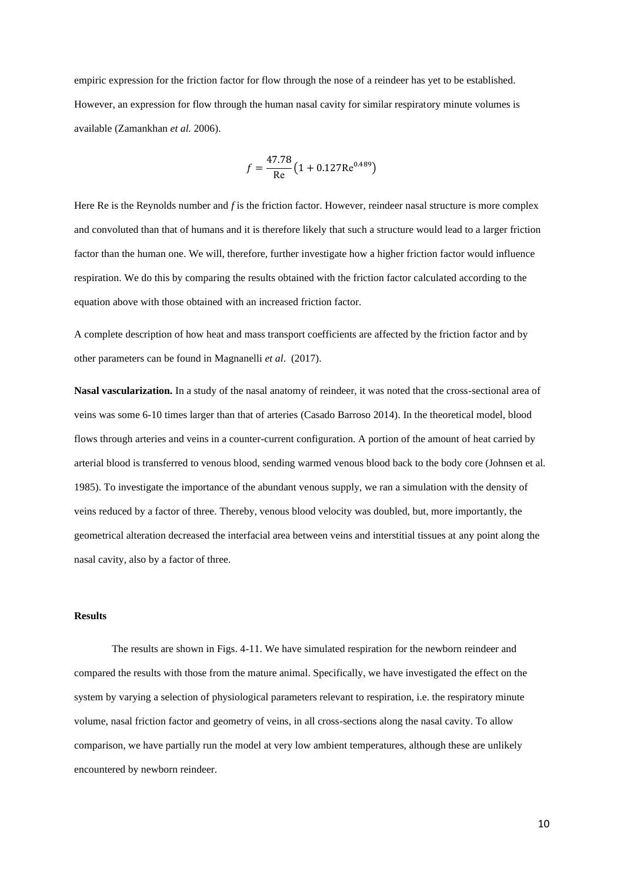empiric expression for the friction factor for flow through the nose of a reindeer has yet to be established. However, an expression for flow through the human nasal cavity for similar respiratory minute volumes is available (Zamankhan *et al.* 2006).

$$f = \frac{47.78}{\mathrm{Re}}\left(1 + 0.127\mathrm{Re}^{0.489}\right)$$

Here Re is the Reynolds number and *f* is the friction factor. However, reindeer nasal structure is more complex and convoluted than that of humans and it is therefore likely that such a structure would lead to a larger friction factor than the human one. We will, therefore, further investigate how a higher friction factor would influence respiration. We do this by comparing the results obtained with the friction factor calculated according to the equation above with those obtained with an increased friction factor.

A complete description of how heat and mass transport coefficients are affected by the friction factor and by other parameters can be found in Magnanelli *et al*. (2017).

**Nasal vascularization.** In a study of the nasal anatomy of reindeer, it was noted that the cross-sectional area of veins was some 6-10 times larger than that of arteries (Casado Barroso 2014). In the theoretical model, blood flows through arteries and veins in a counter-current configuration. A portion of the amount of heat carried by arterial blood is transferred to venous blood, sending warmed venous blood back to the body core (Johnsen et al. 1985). To investigate the importance of the abundant venous supply, we ran a simulation with the density of veins reduced by a factor of three. Thereby, venous blood velocity was doubled, but, more importantly, the geometrical alteration decreased the interfacial area between veins and interstitial tissues at any point along the nasal cavity, also by a factor of three.

## Results

The results are shown in Figs. 4-11. We have simulated respiration for the newborn reindeer and compared the results with those from the mature animal. Specifically, we have investigated the effect on the system by varying a selection of physiological parameters relevant to respiration, i.e. the respiratory minute volume, nasal friction factor and geometry of veins, in all cross-sections along the nasal cavity. To allow comparison, we have partially run the model at very low ambient temperatures, although these are unlikely encountered by newborn reindeer.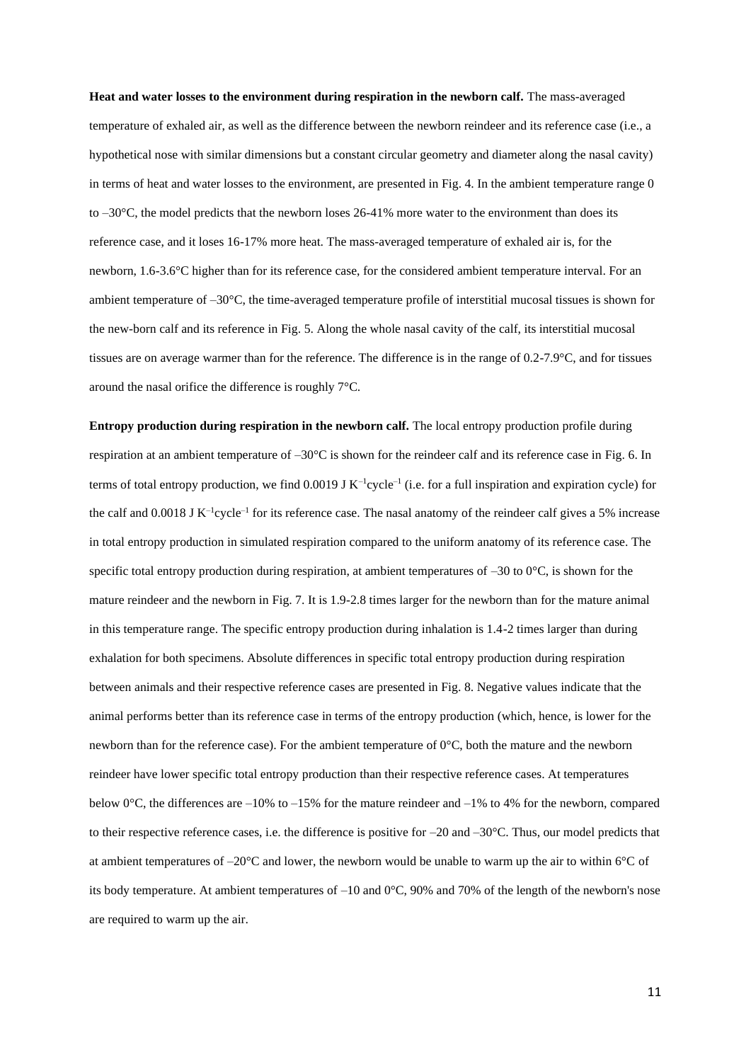**Heat and water losses to the environment during respiration in the newborn calf.** The mass-averaged temperature of exhaled air, as well as the difference between the newborn reindeer and its reference case (i.e., a hypothetical nose with similar dimensions but a constant circular geometry and diameter along the nasal cavity) in terms of heat and water losses to the environment, are presented in Fig. 4. In the ambient temperature range 0 to –30°C, the model predicts that the newborn loses 26-41% more water to the environment than does its reference case, and it loses 16-17% more heat. The mass-averaged temperature of exhaled air is, for the newborn, 1.6-3.6°C higher than for its reference case, for the considered ambient temperature interval. For an ambient temperature of –30°C, the time-averaged temperature profile of interstitial mucosal tissues is shown for the new-born calf and its reference in Fig. 5. Along the whole nasal cavity of the calf, its interstitial mucosal tissues are on average warmer than for the reference. The difference is in the range of 0.2-7.9°C, and for tissues around the nasal orifice the difference is roughly 7°C.

**Entropy production during respiration in the newborn calf.** The local entropy production profile during respiration at an ambient temperature of –30°C is shown for the reindeer calf and its reference case in Fig. 6. In terms of total entropy production, we find 0.0019 J $K^{-1}$cycle$^{-1}$ (i.e. for a full inspiration and expiration cycle) for the calf and 0.0018 J $K^{-1}$cycle$^{-1}$ for its reference case. The nasal anatomy of the reindeer calf gives a 5% increase in total entropy production in simulated respiration compared to the uniform anatomy of its reference case. The specific total entropy production during respiration, at ambient temperatures of –30 to 0°C, is shown for the mature reindeer and the newborn in Fig. 7. It is 1.9-2.8 times larger for the newborn than for the mature animal in this temperature range. The specific entropy production during inhalation is 1.4-2 times larger than during exhalation for both specimens. Absolute differences in specific total entropy production during respiration between animals and their respective reference cases are presented in Fig. 8. Negative values indicate that the animal performs better than its reference case in terms of the entropy production (which, hence, is lower for the newborn than for the reference case). For the ambient temperature of 0°C, both the mature and the newborn reindeer have lower specific total entropy production than their respective reference cases. At temperatures below 0°C, the differences are –10% to –15% for the mature reindeer and –1% to 4% for the newborn, compared to their respective reference cases, i.e. the difference is positive for –20 and –30°C. Thus, our model predicts that at ambient temperatures of –20°C and lower, the newborn would be unable to warm up the air to within 6°C of its body temperature. At ambient temperatures of –10 and 0°C, 90% and 70% of the length of the newborn's nose are required to warm up the air.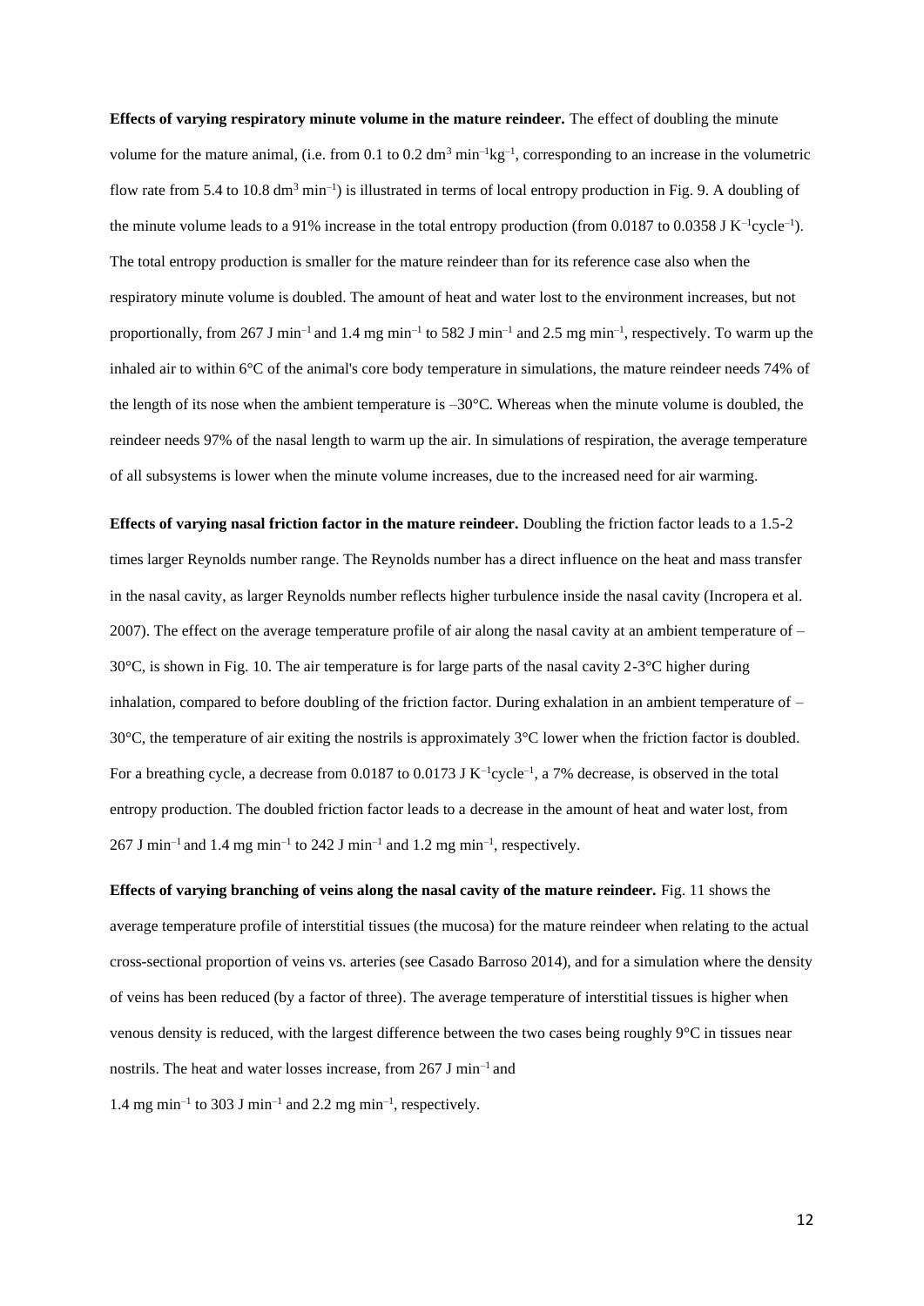**Effects of varying respiratory minute volume in the mature reindeer.** The effect of doubling the minute volume for the mature animal, (i.e. from 0.1 to 0.2 $dm^3 min^{-1} kg^{-1}$, corresponding to an increase in the volumetric flow rate from 5.4 to 10.8 $dm^3 min^{-1}$) is illustrated in terms of local entropy production in Fig. 9. A doubling of the minute volume leads to a 91% increase in the total entropy production (from 0.0187 to 0.0358 $J K^{-1} cycle^{-1}$). The total entropy production is smaller for the mature reindeer than for its reference case also when the respiratory minute volume is doubled. The amount of heat and water lost to the environment increases, but not proportionally, from 267 $J min^{-1}$ and 1.4 $mg min^{-1}$ to 582 $J min^{-1}$ and 2.5 $mg min^{-1}$, respectively. To warm up the inhaled air to within 6°C of the animal's core body temperature in simulations, the mature reindeer needs 74% of the length of its nose when the ambient temperature is –30°C. Whereas when the minute volume is doubled, the reindeer needs 97% of the nasal length to warm up the air. In simulations of respiration, the average temperature of all subsystems is lower when the minute volume increases, due to the increased need for air warming.

**Effects of varying nasal friction factor in the mature reindeer.** Doubling the friction factor leads to a 1.5-2 times larger Reynolds number range. The Reynolds number has a direct influence on the heat and mass transfer in the nasal cavity, as larger Reynolds number reflects higher turbulence inside the nasal cavity (Incropera et al. 2007). The effect on the average temperature profile of air along the nasal cavity at an ambient temperature of –30°C, is shown in Fig. 10. The air temperature is for large parts of the nasal cavity 2-3°C higher during inhalation, compared to before doubling of the friction factor. During exhalation in an ambient temperature of –30°C, the temperature of air exiting the nostrils is approximately 3°C lower when the friction factor is doubled. For a breathing cycle, a decrease from 0.0187 to 0.0173 $J K^{-1} cycle^{-1}$, a 7% decrease, is observed in the total entropy production. The doubled friction factor leads to a decrease in the amount of heat and water lost, from 267 $J min^{-1}$ and 1.4 $mg min^{-1}$ to 242 $J min^{-1}$ and 1.2 $mg min^{-1}$, respectively.

**Effects of varying branching of veins along the nasal cavity of the mature reindeer.** Fig. 11 shows the average temperature profile of interstitial tissues (the mucosa) for the mature reindeer when relating to the actual cross-sectional proportion of veins vs. arteries (see Casado Barroso 2014), and for a simulation where the density of veins has been reduced (by a factor of three). The average temperature of interstitial tissues is higher when venous density is reduced, with the largest difference between the two cases being roughly 9°C in tissues near nostrils. The heat and water losses increase, from 267 $J min^{-1}$ and 1.4 $mg min^{-1}$ to 303 $J min^{-1}$ and 2.2 $mg min^{-1}$, respectively.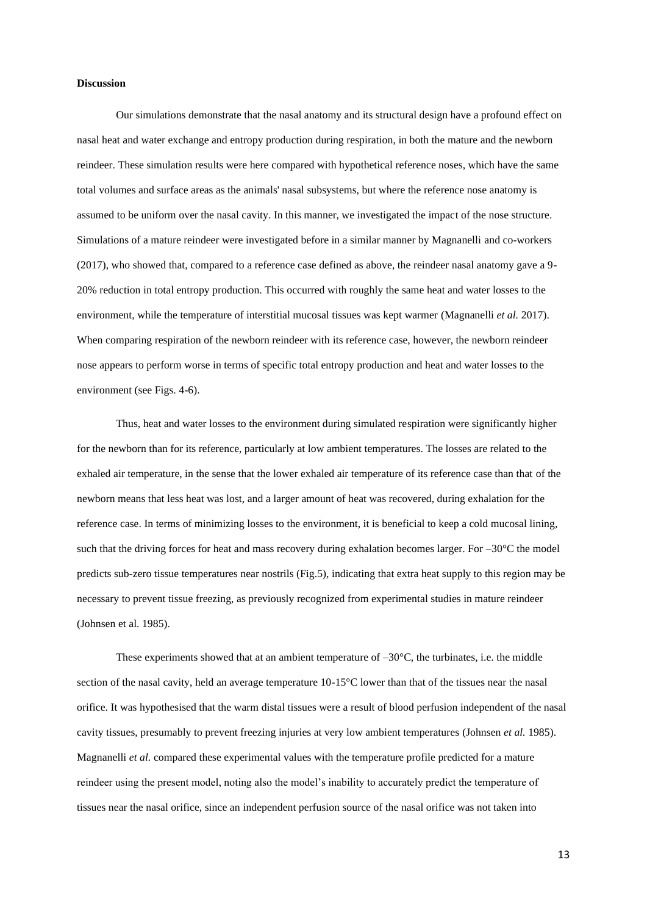**Discussion**

Our simulations demonstrate that the nasal anatomy and its structural design have a profound effect on nasal heat and water exchange and entropy production during respiration, in both the mature and the newborn reindeer. These simulation results were here compared with hypothetical reference noses, which have the same total volumes and surface areas as the animals' nasal subsystems, but where the reference nose anatomy is assumed to be uniform over the nasal cavity. In this manner, we investigated the impact of the nose structure. Simulations of a mature reindeer were investigated before in a similar manner by Magnanelli and co-workers (2017), who showed that, compared to a reference case defined as above, the reindeer nasal anatomy gave a 9-20% reduction in total entropy production. This occurred with roughly the same heat and water losses to the environment, while the temperature of interstitial mucosal tissues was kept warmer (Magnanelli *et al.* 2017). When comparing respiration of the newborn reindeer with its reference case, however, the newborn reindeer nose appears to perform worse in terms of specific total entropy production and heat and water losses to the environment (see Figs. 4-6).

Thus, heat and water losses to the environment during simulated respiration were significantly higher for the newborn than for its reference, particularly at low ambient temperatures. The losses are related to the exhaled air temperature, in the sense that the lower exhaled air temperature of its reference case than that of the newborn means that less heat was lost, and a larger amount of heat was recovered, during exhalation for the reference case. In terms of minimizing losses to the environment, it is beneficial to keep a cold mucosal lining, such that the driving forces for heat and mass recovery during exhalation becomes larger. For –30°C the model predicts sub-zero tissue temperatures near nostrils (Fig.5), indicating that extra heat supply to this region may be necessary to prevent tissue freezing, as previously recognized from experimental studies in mature reindeer (Johnsen et al. 1985).

These experiments showed that at an ambient temperature of –30°C, the turbinates, i.e. the middle section of the nasal cavity, held an average temperature 10-15°C lower than that of the tissues near the nasal orifice. It was hypothesised that the warm distal tissues were a result of blood perfusion independent of the nasal cavity tissues, presumably to prevent freezing injuries at very low ambient temperatures (Johnsen *et al.* 1985). Magnanelli *et al.* compared these experimental values with the temperature profile predicted for a mature reindeer using the present model, noting also the model's inability to accurately predict the temperature of tissues near the nasal orifice, since an independent perfusion source of the nasal orifice was not taken into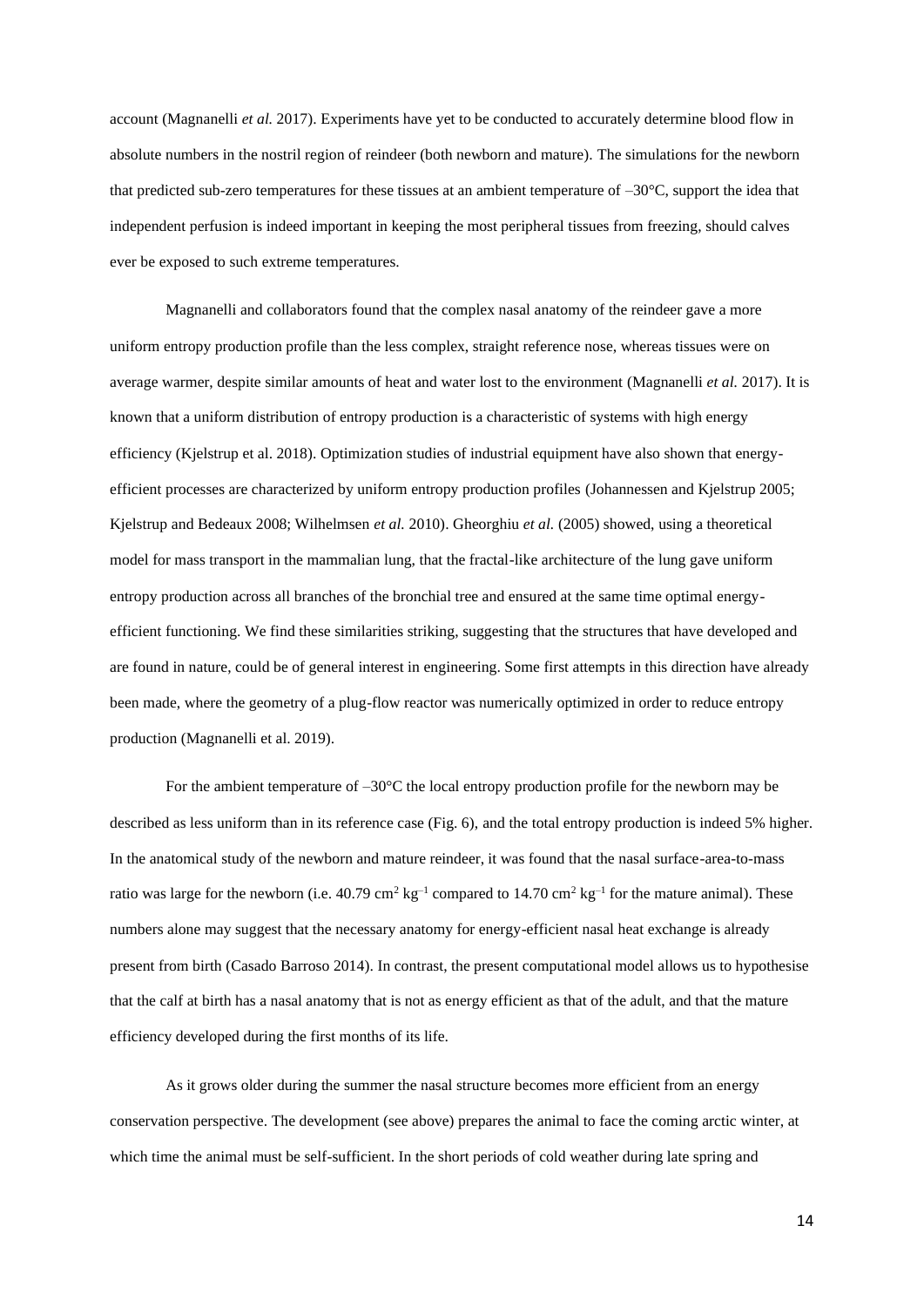account (Magnanelli *et al.* 2017). Experiments have yet to be conducted to accurately determine blood flow in absolute numbers in the nostril region of reindeer (both newborn and mature). The simulations for the newborn that predicted sub-zero temperatures for these tissues at an ambient temperature of –30°C, support the idea that independent perfusion is indeed important in keeping the most peripheral tissues from freezing, should calves ever be exposed to such extreme temperatures.

Magnanelli and collaborators found that the complex nasal anatomy of the reindeer gave a more uniform entropy production profile than the less complex, straight reference nose, whereas tissues were on average warmer, despite similar amounts of heat and water lost to the environment (Magnanelli *et al.* 2017). It is known that a uniform distribution of entropy production is a characteristic of systems with high energy efficiency (Kjelstrup et al. 2018). Optimization studies of industrial equipment have also shown that energy-efficient processes are characterized by uniform entropy production profiles (Johannessen and Kjelstrup 2005; Kjelstrup and Bedeaux 2008; Wilhelmsen *et al.* 2010). Gheorghiu *et al.* (2005) showed, using a theoretical model for mass transport in the mammalian lung, that the fractal-like architecture of the lung gave uniform entropy production across all branches of the bronchial tree and ensured at the same time optimal energy-efficient functioning. We find these similarities striking, suggesting that the structures that have developed and are found in nature, could be of general interest in engineering. Some first attempts in this direction have already been made, where the geometry of a plug-flow reactor was numerically optimized in order to reduce entropy production (Magnanelli et al. 2019).

For the ambient temperature of –30°C the local entropy production profile for the newborn may be described as less uniform than in its reference case (Fig. 6), and the total entropy production is indeed 5% higher. In the anatomical study of the newborn and mature reindeer, it was found that the nasal surface-area-to-mass ratio was large for the newborn (i.e. 40.79 $cm^2\ kg^{-1}$ compared to 14.70 $cm^2\ kg^{-1}$ for the mature animal). These numbers alone may suggest that the necessary anatomy for energy-efficient nasal heat exchange is already present from birth (Casado Barroso 2014). In contrast, the present computational model allows us to hypothesise that the calf at birth has a nasal anatomy that is not as energy efficient as that of the adult, and that the mature efficiency developed during the first months of its life.

As it grows older during the summer the nasal structure becomes more efficient from an energy conservation perspective. The development (see above) prepares the animal to face the coming arctic winter, at which time the animal must be self-sufficient. In the short periods of cold weather during late spring and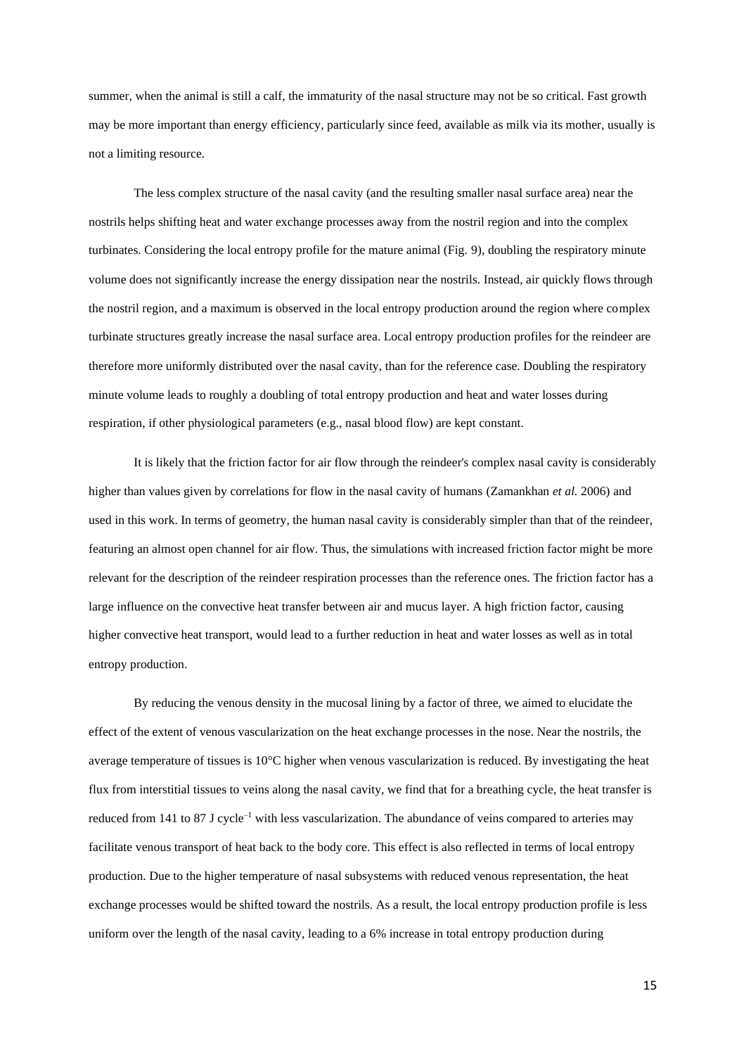summer, when the animal is still a calf, the immaturity of the nasal structure may not be so critical. Fast growth may be more important than energy efficiency, particularly since feed, available as milk via its mother, usually is not a limiting resource.

The less complex structure of the nasal cavity (and the resulting smaller nasal surface area) near the nostrils helps shifting heat and water exchange processes away from the nostril region and into the complex turbinates. Considering the local entropy profile for the mature animal (Fig. 9), doubling the respiratory minute volume does not significantly increase the energy dissipation near the nostrils. Instead, air quickly flows through the nostril region, and a maximum is observed in the local entropy production around the region where complex turbinate structures greatly increase the nasal surface area. Local entropy production profiles for the reindeer are therefore more uniformly distributed over the nasal cavity, than for the reference case. Doubling the respiratory minute volume leads to roughly a doubling of total entropy production and heat and water losses during respiration, if other physiological parameters (e.g., nasal blood flow) are kept constant.

It is likely that the friction factor for air flow through the reindeer's complex nasal cavity is considerably higher than values given by correlations for flow in the nasal cavity of humans (Zamankhan *et al.* 2006) and used in this work. In terms of geometry, the human nasal cavity is considerably simpler than that of the reindeer, featuring an almost open channel for air flow. Thus, the simulations with increased friction factor might be more relevant for the description of the reindeer respiration processes than the reference ones. The friction factor has a large influence on the convective heat transfer between air and mucus layer. A high friction factor, causing higher convective heat transport, would lead to a further reduction in heat and water losses as well as in total entropy production.

By reducing the venous density in the mucosal lining by a factor of three, we aimed to elucidate the effect of the extent of venous vascularization on the heat exchange processes in the nose. Near the nostrils, the average temperature of tissues is 10°C higher when venous vascularization is reduced. By investigating the heat flux from interstitial tissues to veins along the nasal cavity, we find that for a breathing cycle, the heat transfer is reduced from 141 to 87 J cycle$^{-1}$ with less vascularization. The abundance of veins compared to arteries may facilitate venous transport of heat back to the body core. This effect is also reflected in terms of local entropy production. Due to the higher temperature of nasal subsystems with reduced venous representation, the heat exchange processes would be shifted toward the nostrils. As a result, the local entropy production profile is less uniform over the length of the nasal cavity, leading to a 6% increase in total entropy production during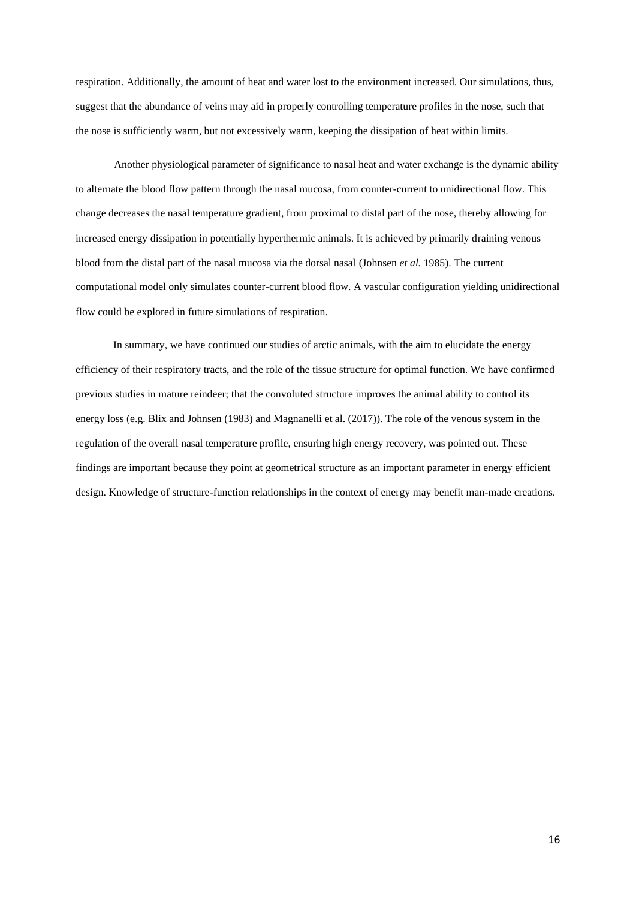respiration. Additionally, the amount of heat and water lost to the environment increased. Our simulations, thus, suggest that the abundance of veins may aid in properly controlling temperature profiles in the nose, such that the nose is sufficiently warm, but not excessively warm, keeping the dissipation of heat within limits.

Another physiological parameter of significance to nasal heat and water exchange is the dynamic ability to alternate the blood flow pattern through the nasal mucosa, from counter-current to unidirectional flow. This change decreases the nasal temperature gradient, from proximal to distal part of the nose, thereby allowing for increased energy dissipation in potentially hyperthermic animals. It is achieved by primarily draining venous blood from the distal part of the nasal mucosa via the dorsal nasal (Johnsen *et al.* 1985). The current computational model only simulates counter-current blood flow. A vascular configuration yielding unidirectional flow could be explored in future simulations of respiration.

In summary, we have continued our studies of arctic animals, with the aim to elucidate the energy efficiency of their respiratory tracts, and the role of the tissue structure for optimal function. We have confirmed previous studies in mature reindeer; that the convoluted structure improves the animal ability to control its energy loss (e.g. Blix and Johnsen (1983) and Magnanelli et al. (2017)). The role of the venous system in the regulation of the overall nasal temperature profile, ensuring high energy recovery, was pointed out. These findings are important because they point at geometrical structure as an important parameter in energy efficient design. Knowledge of structure-function relationships in the context of energy may benefit man-made creations.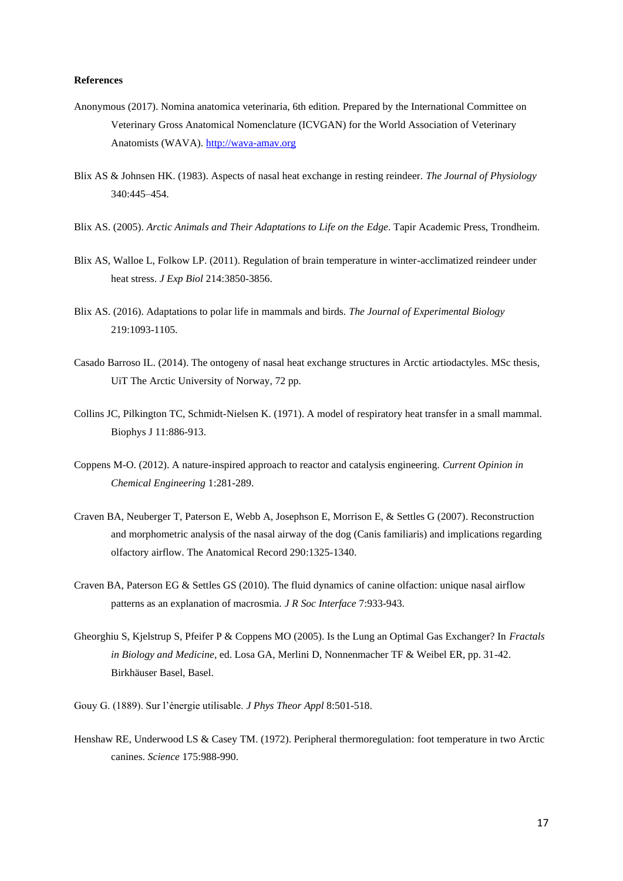**References**

Anonymous (2017). Nomina anatomica veterinaria, 6th edition. Prepared by the International Committee on Veterinary Gross Anatomical Nomenclature (ICVGAN) for the World Association of Veterinary Anatomists (WAVA). http://wava-amav.org

Blix AS & Johnsen HK. (1983). Aspects of nasal heat exchange in resting reindeer. *The Journal of Physiology* 340:445–454.

Blix AS. (2005). *Arctic Animals and Their Adaptations to Life on the Edge*. Tapir Academic Press, Trondheim.

Blix AS, Walloe L, Folkow LP. (2011). Regulation of brain temperature in winter-acclimatized reindeer under heat stress. *J Exp Biol* 214:3850-3856.

Blix AS. (2016). Adaptations to polar life in mammals and birds. *The Journal of Experimental Biology* 219:1093-1105.

Casado Barroso IL. (2014). The ontogeny of nasal heat exchange structures in Arctic artiodactyles. MSc thesis, UiT The Arctic University of Norway, 72 pp.

Collins JC, Pilkington TC, Schmidt-Nielsen K. (1971). A model of respiratory heat transfer in a small mammal. Biophys J 11:886-913.

Coppens M-O. (2012). A nature-inspired approach to reactor and catalysis engineering. *Current Opinion in Chemical Engineering* 1:281-289.

Craven BA, Neuberger T, Paterson E, Webb A, Josephson E, Morrison E, & Settles G (2007). Reconstruction and morphometric analysis of the nasal airway of the dog (Canis familiaris) and implications regarding olfactory airflow. The Anatomical Record 290:1325-1340.

Craven BA, Paterson EG & Settles GS (2010). The fluid dynamics of canine olfaction: unique nasal airflow patterns as an explanation of macrosmia. *J R Soc Interface* 7:933-943.

Gheorghiu S, Kjelstrup S, Pfeifer P & Coppens MO (2005). Is the Lung an Optimal Gas Exchanger? In *Fractals in Biology and Medicine*, ed. Losa GA, Merlini D, Nonnenmacher TF & Weibel ER, pp. 31-42. Birkhäuser Basel, Basel.

Gouy G. (1889). Sur l'énergie utilisable. *J Phys Theor Appl* 8:501-518.

Henshaw RE, Underwood LS & Casey TM. (1972). Peripheral thermoregulation: foot temperature in two Arctic canines. *Science* 175:988-990.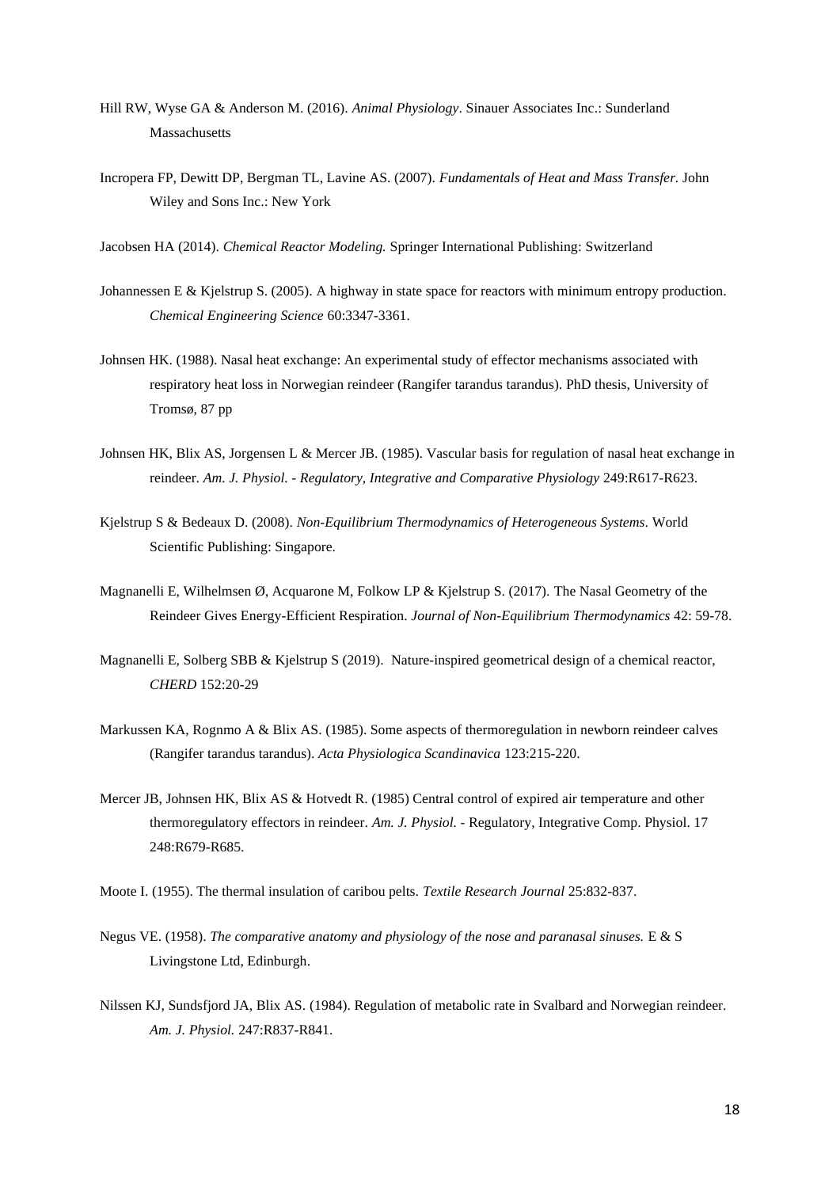Hill RW, Wyse GA & Anderson M. (2016). *Animal Physiology*. Sinauer Associates Inc.: Sunderland Massachusetts

Incropera FP, Dewitt DP, Bergman TL, Lavine AS. (2007). *Fundamentals of Heat and Mass Transfer.* John Wiley and Sons Inc.: New York

Jacobsen HA (2014). *Chemical Reactor Modeling.* Springer International Publishing: Switzerland

Johannessen E & Kjelstrup S. (2005). A highway in state space for reactors with minimum entropy production. *Chemical Engineering Science* 60:3347-3361.

Johnsen HK. (1988). Nasal heat exchange: An experimental study of effector mechanisms associated with respiratory heat loss in Norwegian reindeer (Rangifer tarandus tarandus). PhD thesis, University of Tromsø, 87 pp

Johnsen HK, Blix AS, Jorgensen L & Mercer JB. (1985). Vascular basis for regulation of nasal heat exchange in reindeer. *Am. J. Physiol. - Regulatory, Integrative and Comparative Physiology* 249:R617-R623.

Kjelstrup S & Bedeaux D. (2008). *Non-Equilibrium Thermodynamics of Heterogeneous Systems*. World Scientific Publishing: Singapore.

Magnanelli E, Wilhelmsen Ø, Acquarone M, Folkow LP & Kjelstrup S. (2017). The Nasal Geometry of the Reindeer Gives Energy-Efficient Respiration. *Journal of Non-Equilibrium Thermodynamics* 42: 59-78.

Magnanelli E, Solberg SBB & Kjelstrup S (2019). Nature-inspired geometrical design of a chemical reactor, *CHERD* 152:20-29

Markussen KA, Rognmo A & Blix AS. (1985). Some aspects of thermoregulation in newborn reindeer calves (Rangifer tarandus tarandus). *Acta Physiologica Scandinavica* 123:215-220.

Mercer JB, Johnsen HK, Blix AS & Hotvedt R. (1985) Central control of expired air temperature and other thermoregulatory effectors in reindeer. *Am. J. Physiol.* - Regulatory, Integrative Comp. Physiol. 17 248:R679-R685.

Moote I. (1955). The thermal insulation of caribou pelts. *Textile Research Journal* 25:832-837.

Negus VE. (1958). *The comparative anatomy and physiology of the nose and paranasal sinuses.* E & S Livingstone Ltd, Edinburgh.

Nilssen KJ, Sundsfjord JA, Blix AS. (1984). Regulation of metabolic rate in Svalbard and Norwegian reindeer. *Am. J. Physiol.* 247:R837-R841.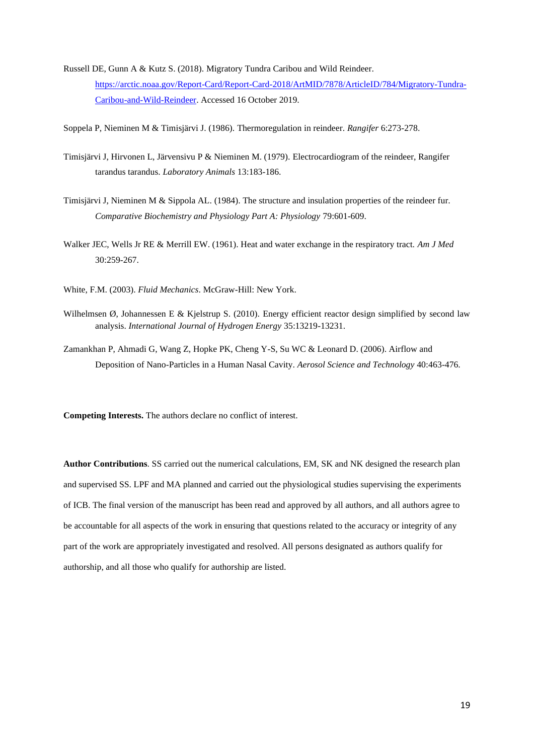Russell DE, Gunn A & Kutz S. (2018). Migratory Tundra Caribou and Wild Reindeer. https://arctic.noaa.gov/Report-Card/Report-Card-2018/ArtMID/7878/ArticleID/784/Migratory-Tundra-Caribou-and-Wild-Reindeer. Accessed 16 October 2019.

Soppela P, Nieminen M & Timisjärvi J. (1986). Thermoregulation in reindeer. *Rangifer* 6:273-278.

Timisjärvi J, Hirvonen L, Järvensivu P & Nieminen M. (1979). Electrocardiogram of the reindeer, Rangifer tarandus tarandus. *Laboratory Animals* 13:183-186.

Timisjärvi J, Nieminen M & Sippola AL. (1984). The structure and insulation properties of the reindeer fur. *Comparative Biochemistry and Physiology Part A: Physiology* 79:601-609.

Walker JEC, Wells Jr RE & Merrill EW. (1961). Heat and water exchange in the respiratory tract. *Am J Med* 30:259-267.

White, F.M. (2003). *Fluid Mechanics*. McGraw-Hill: New York.

Wilhelmsen Ø, Johannessen E & Kjelstrup S. (2010). Energy efficient reactor design simplified by second law analysis. *International Journal of Hydrogen Energy* 35:13219-13231.

Zamankhan P, Ahmadi G, Wang Z, Hopke PK, Cheng Y-S, Su WC & Leonard D. (2006). Airflow and Deposition of Nano-Particles in a Human Nasal Cavity. *Aerosol Science and Technology* 40:463-476.

**Competing Interests.** The authors declare no conflict of interest.

**Author Contributions**. SS carried out the numerical calculations, EM, SK and NK designed the research plan and supervised SS. LPF and MA planned and carried out the physiological studies supervising the experiments of ICB. The final version of the manuscript has been read and approved by all authors, and all authors agree to be accountable for all aspects of the work in ensuring that questions related to the accuracy or integrity of any part of the work are appropriately investigated and resolved. All persons designated as authors qualify for authorship, and all those who qualify for authorship are listed.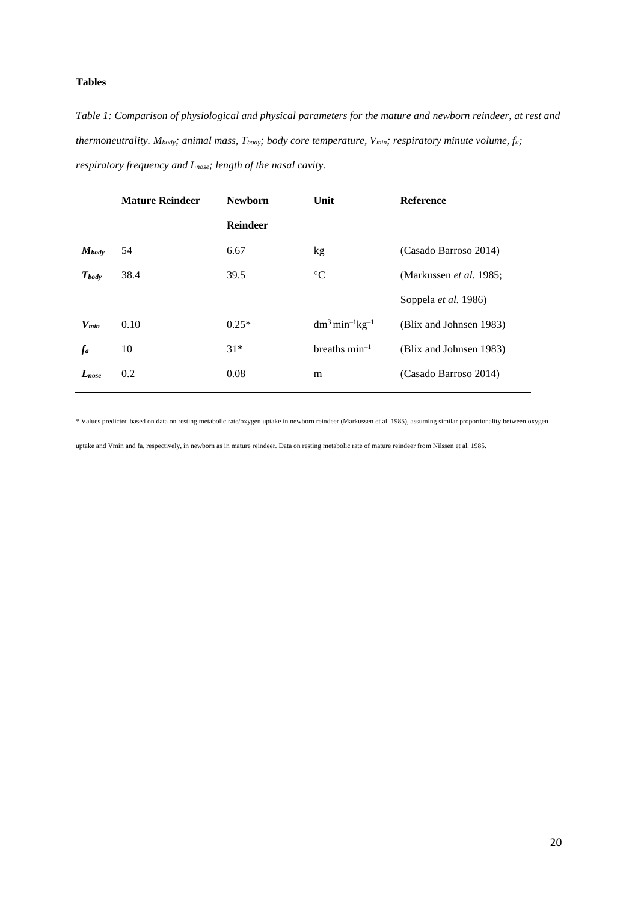**Tables**

*Table 1: Comparison of physiological and physical parameters for the mature and newborn reindeer, at rest and thermoneutrality. $M_{body}$; animal mass, $T_{body}$; body core temperature, $V_{min}$; respiratory minute volume, $f_a$; respiratory frequency and $L_{nose}$; length of the nasal cavity.*

| | **Mature Reindeer** | **Newborn Reindeer** | **Unit** | **Reference** |
|---|---|---|---|---|
| $M_{body}$ | 54 | 6.67 | kg | (Casado Barroso 2014) |
| $T_{body}$ | 38.4 | 39.5 | °C | (Markussen *et al.* 1985; Soppela *et al.* 1986) |
| $V_{min}$ | 0.10 | 0.25* | $dm^3 \, min^{-1} kg^{-1}$ | (Blix and Johnsen 1983) |
| $f_a$ | 10 | 31* | breaths $min^{-1}$ | (Blix and Johnsen 1983) |
| $L_{nose}$ | 0.2 | 0.08 | m | (Casado Barroso 2014) |

* Values predicted based on data on resting metabolic rate/oxygen uptake in newborn reindeer (Markussen et al. 1985), assuming similar proportionality between oxygen uptake and Vmin and fa, respectively, in newborn as in mature reindeer. Data on resting metabolic rate of mature reindeer from Nilssen et al. 1985.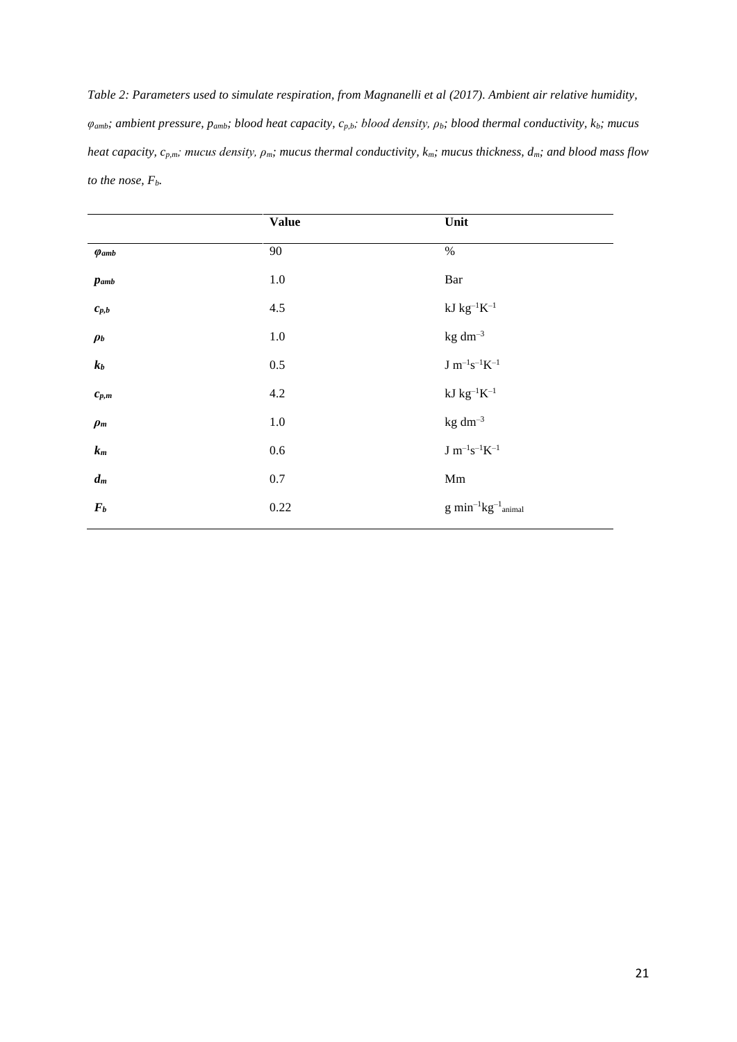*Table 2: Parameters used to simulate respiration, from Magnanelli et al (2017). Ambient air relative humidity, $\varphi_{amb}$; ambient pressure, $p_{amb}$; blood heat capacity, $c_{p,b}$; blood density, $\rho_b$; blood thermal conductivity, $k_b$; mucus heat capacity, $c_{p,m}$; mucus density, $\rho_m$; mucus thermal conductivity, $k_m$; mucus thickness, $d_m$; and blood mass flow to the nose, $F_b$.*

| | Value | Unit |
|---|---|---|
| $\varphi_{amb}$ | 90 | % |
| $p_{amb}$ | 1.0 | Bar |
| $c_{p,b}$ | 4.5 | $kJ\ kg^{-1}K^{-1}$ |
| $\rho_b$ | 1.0 | $kg\ dm^{-3}$ |
| $k_b$ | 0.5 | $J\ m^{-1}s^{-1}K^{-1}$ |
| $c_{p,m}$ | 4.2 | $kJ\ kg^{-1}K^{-1}$ |
| $\rho_m$ | 1.0 | $kg\ dm^{-3}$ |
| $k_m$ | 0.6 | $J\ m^{-1}s^{-1}K^{-1}$ |
| $d_m$ | 0.7 | Mm |
| $F_b$ | 0.22 | $g\ min^{-1}kg^{-1}{}_{animal}$ |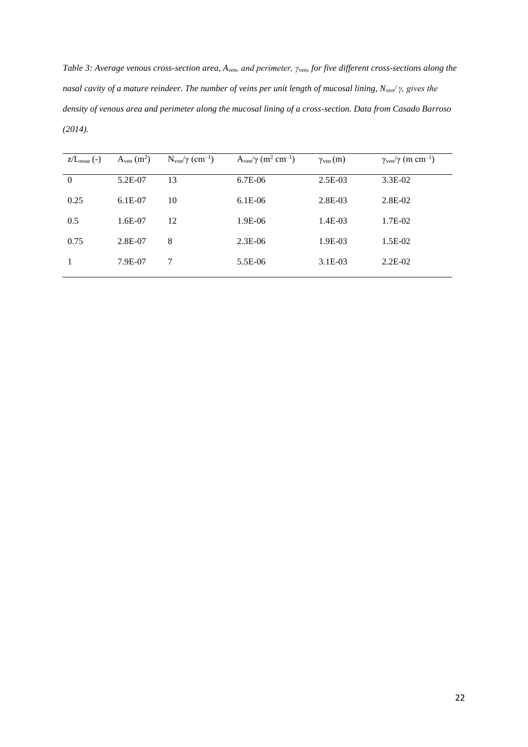*Table 3: Average venous cross-section area, $A_{ven}$, and perimeter, $\gamma_{ven}$, for five different cross-sections along the nasal cavity of a mature reindeer. The number of veins per unit length of mucosal lining, $N_{ven}/\gamma$, gives the density of venous area and perimeter along the mucosal lining of a cross-section. Data from Casado Barroso (2014).*

| $z/L_{nose}$ (-) | $A_{ven}$ ($m^2$) | $N_{ven}/\gamma$ ($cm^{-1}$) | $A_{ven}/\gamma$ ($m^2\ cm^{-1}$) | $\gamma_{ven}$ (m) | $\gamma_{ven}/\gamma$ ($m\ cm^{-1}$) |
|---|---|---|---|---|---|
| 0 | 5.2E-07 | 13 | 6.7E-06 | 2.5E-03 | 3.3E-02 |
| 0.25 | 6.1E-07 | 10 | 6.1E-06 | 2.8E-03 | 2.8E-02 |
| 0.5 | 1.6E-07 | 12 | 1.9E-06 | 1.4E-03 | 1.7E-02 |
| 0.75 | 2.8E-07 | 8 | 2.3E-06 | 1.9E-03 | 1.5E-02 |
| 1 | 7.9E-07 | 7 | 5.5E-06 | 3.1E-03 | 2.2E-02 |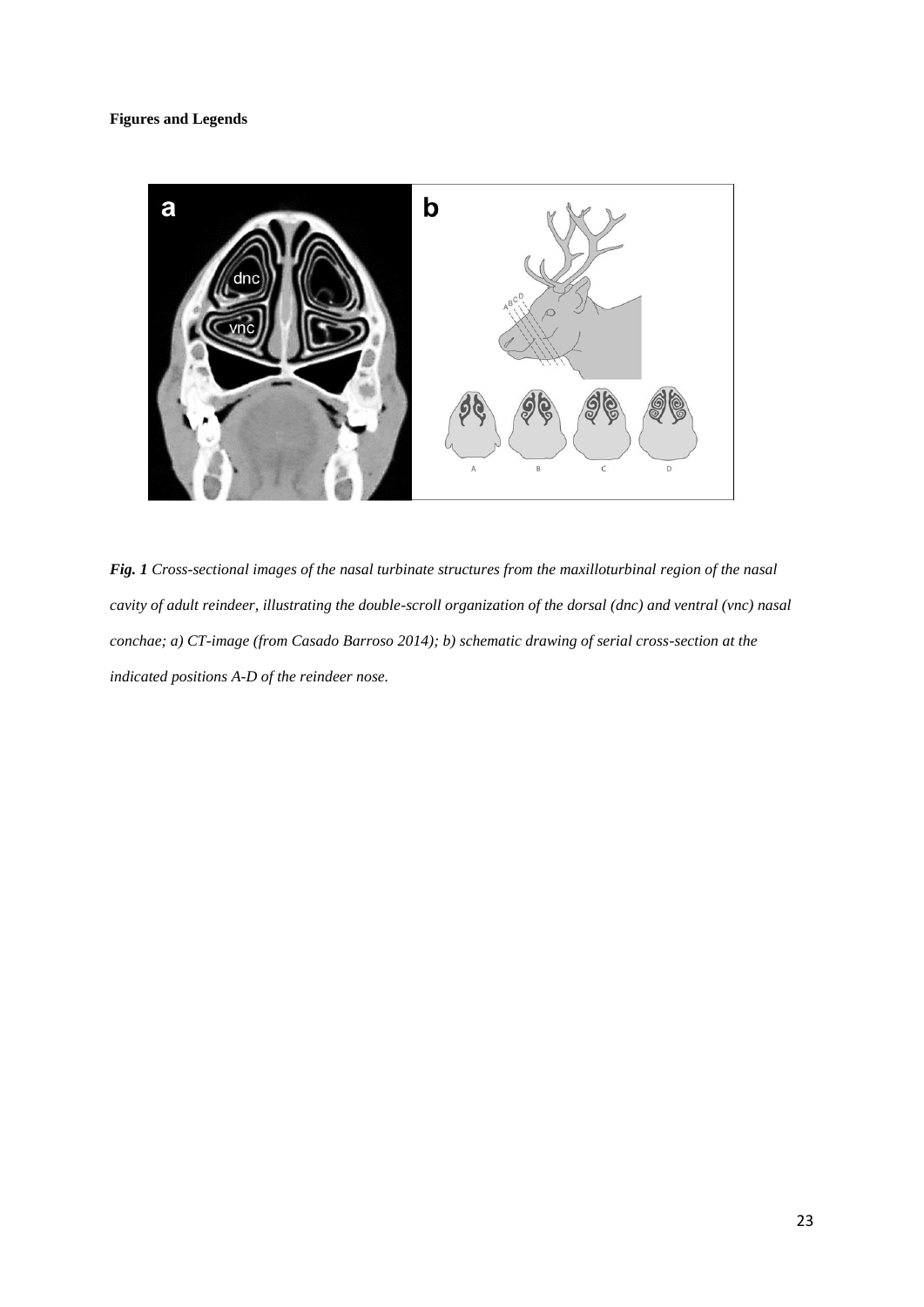**Figures and Legends**

***Fig. 1*** *Cross-sectional images of the nasal turbinate structures from the maxilloturbinal region of the nasal cavity of adult reindeer, illustrating the double-scroll organization of the dorsal (dnc) and ventral (vnc) nasal conchae; a) CT-image (from Casado Barroso 2014); b) schematic drawing of serial cross-section at the indicated positions A-D of the reindeer nose.*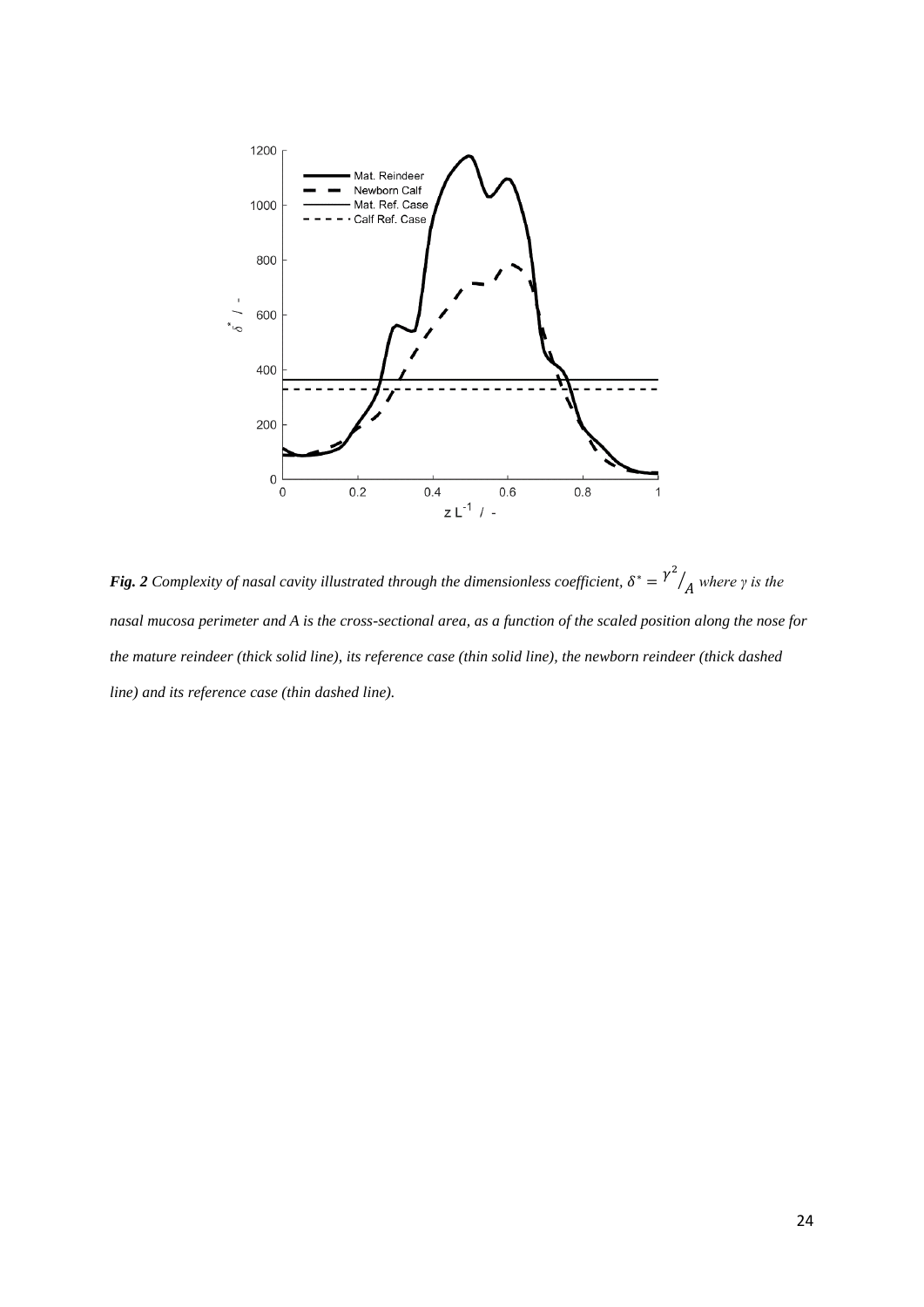***Fig. 2*** *Complexity of nasal cavity illustrated through the dimensionless coefficient,* $\delta^* = \gamma^2/A$ *where* $\gamma$ *is the nasal mucosa perimeter and* $A$ *is the cross-sectional area, as a function of the scaled position along the nose for the mature reindeer (thick solid line), its reference case (thin solid line), the newborn reindeer (thick dashed line) and its reference case (thin dashed line).*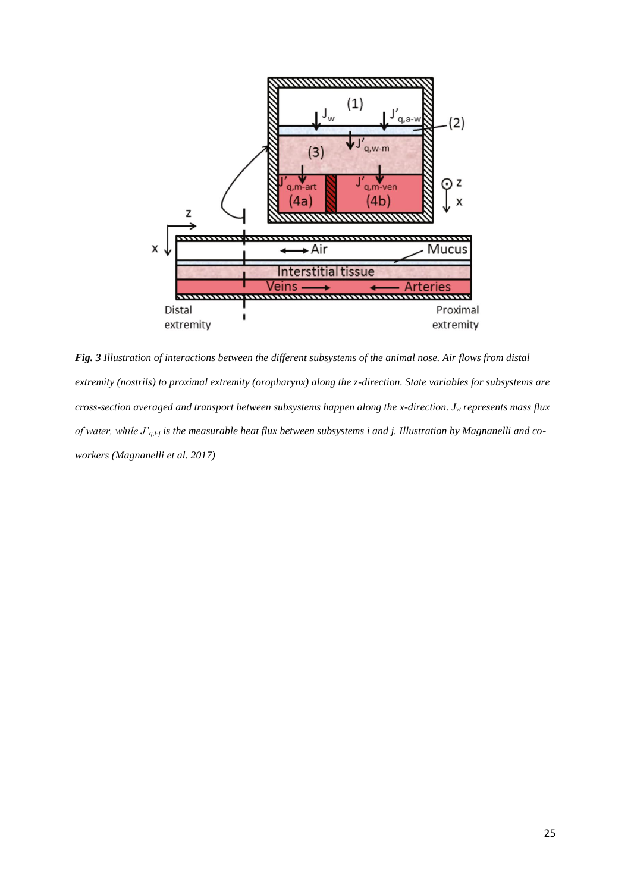***Fig. 3*** *Illustration of interactions between the different subsystems of the animal nose. Air flows from distal extremity (nostrils) to proximal extremity (oropharynx) along the z-direction. State variables for subsystems are cross-section averaged and transport between subsystems happen along the x-direction.* $J_w$ *represents mass flux of water, while* $J'_{q,i\text{-}j}$ *is the measurable heat flux between subsystems i and j. Illustration by Magnanelli and co-workers (Magnanelli et al. 2017)*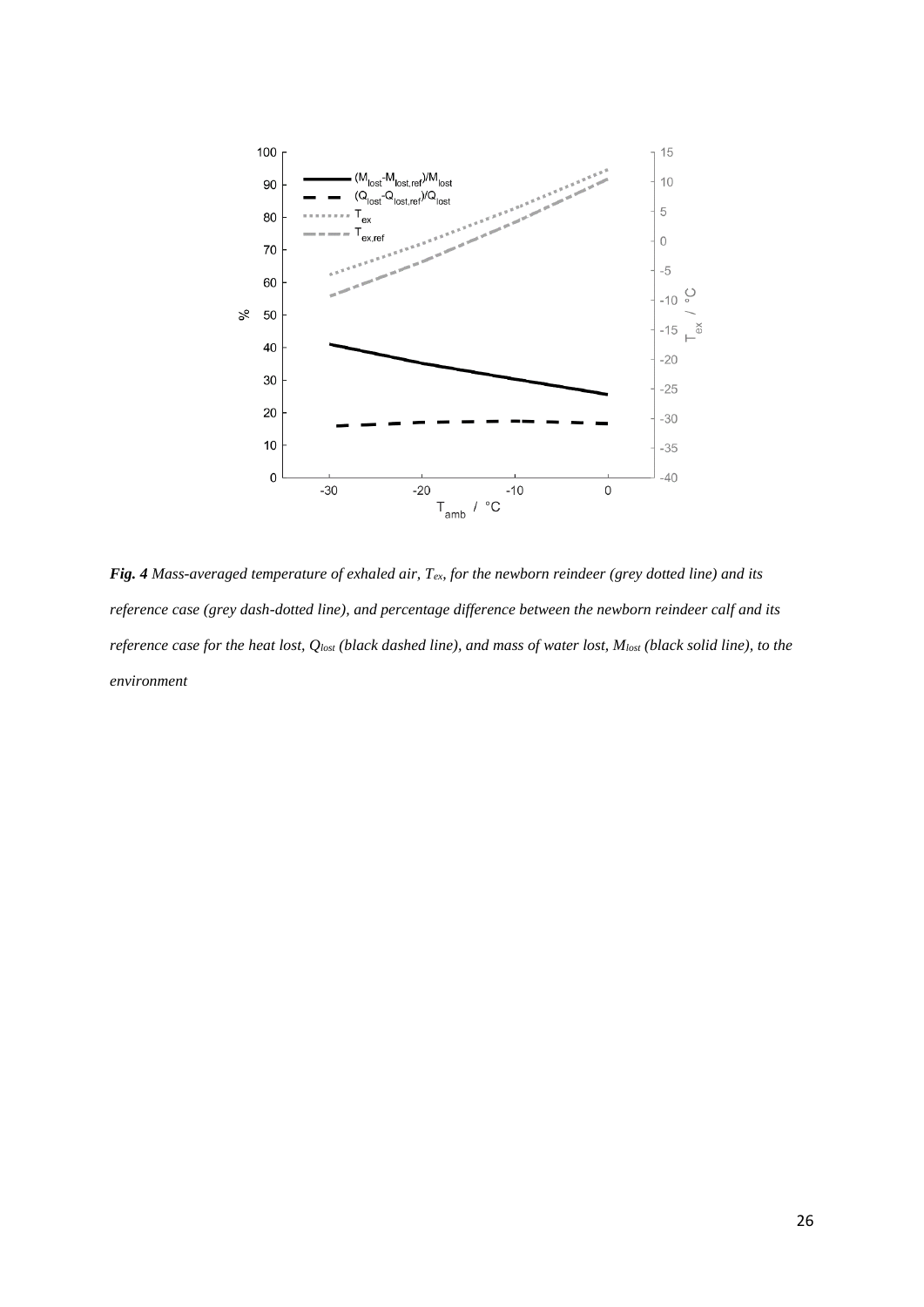***Fig. 4** Mass-averaged temperature of exhaled air, $T_{ex}$, for the newborn reindeer (grey dotted line) and its reference case (grey dash-dotted line), and percentage difference between the newborn reindeer calf and its reference case for the heat lost, $Q_{lost}$ (black dashed line), and mass of water lost, $M_{lost}$ (black solid line), to the environment*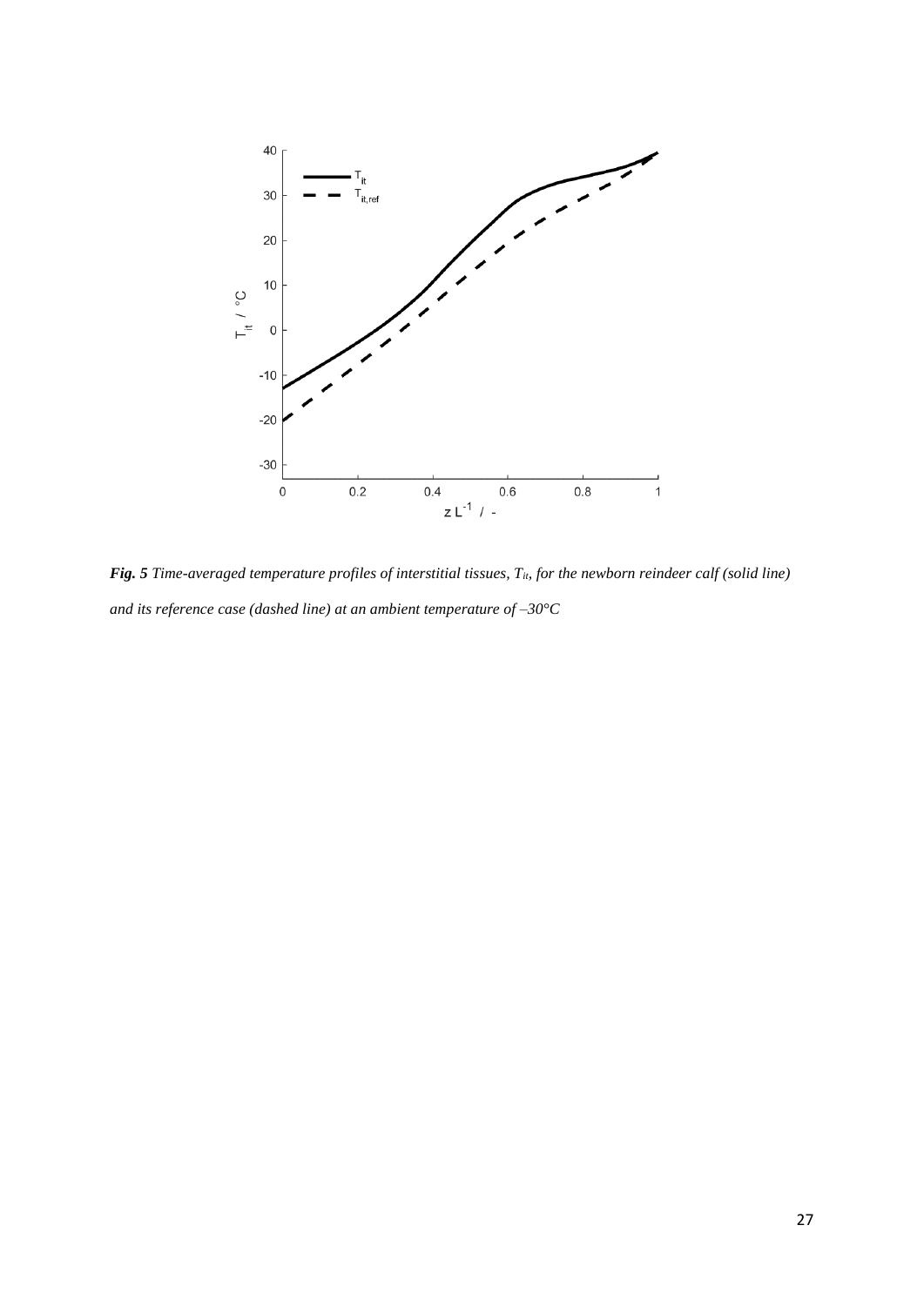***Fig. 5*** *Time-averaged temperature profiles of interstitial tissues, $T_{it}$, for the newborn reindeer calf (solid line) and its reference case (dashed line) at an ambient temperature of –30°C*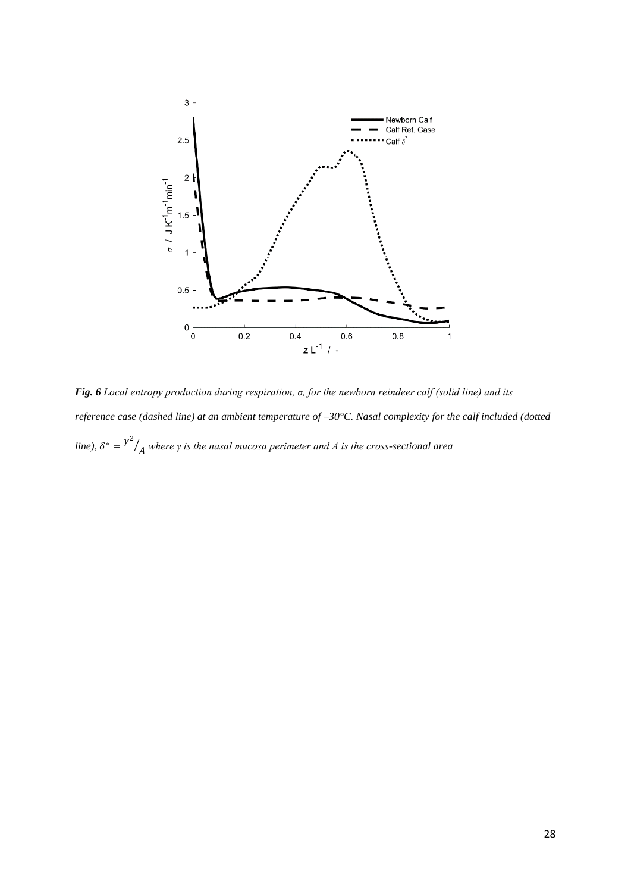***Fig. 6*** *Local entropy production during respiration, σ, for the newborn reindeer calf (solid line) and its reference case (dashed line) at an ambient temperature of –30°C. Nasal complexity for the calf included (dotted line),* $\delta^* = \gamma^2/A$ *where γ is the nasal mucosa perimeter and A is the cross-sectional area*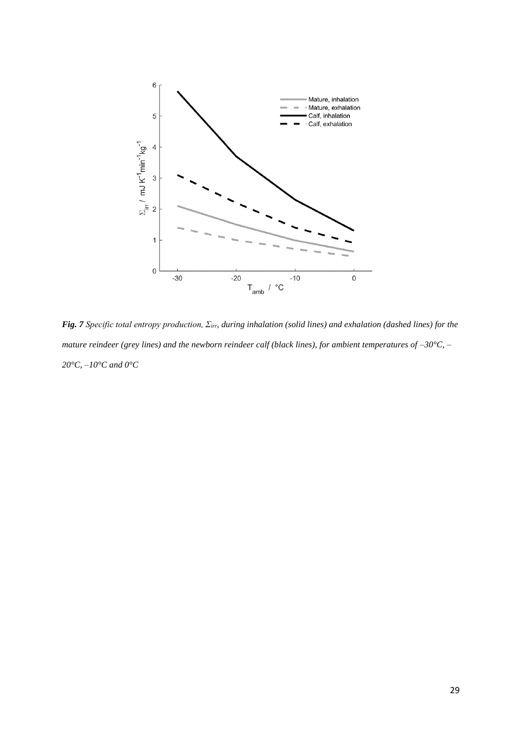***Fig. 7*** *Specific total entropy production, $\Sigma_{irr}$, during inhalation (solid lines) and exhalation (dashed lines) for the mature reindeer (grey lines) and the newborn reindeer calf (black lines), for ambient temperatures of –30°C, –20°C, –10°C and 0°C*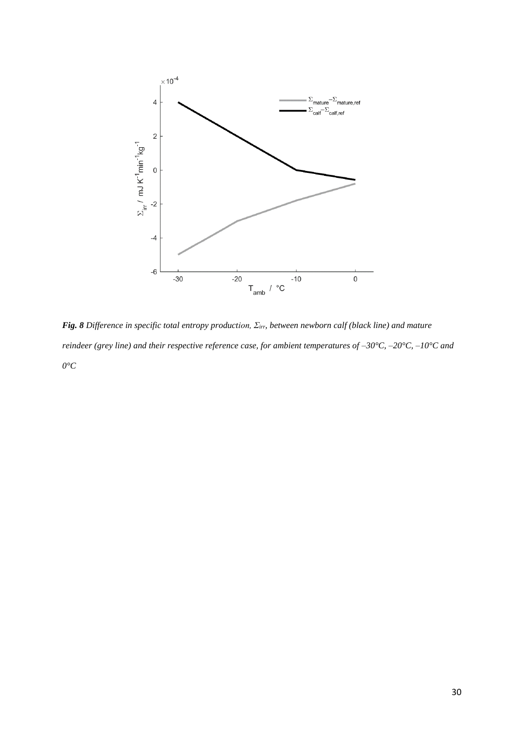***Fig. 8** Difference in specific total entropy production, $\Sigma_{irr}$, between newborn calf (black line) and mature reindeer (grey line) and their respective reference case, for ambient temperatures of –30°C, –20°C, –10°C and 0°C*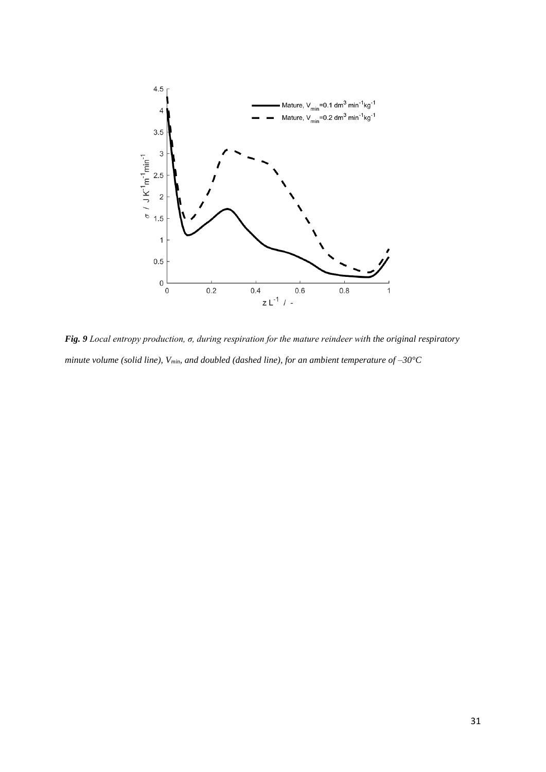***Fig. 9** Local entropy production, σ, during respiration for the mature reindeer with the original respiratory minute volume (solid line), $V_{min}$, and doubled (dashed line), for an ambient temperature of –30°C*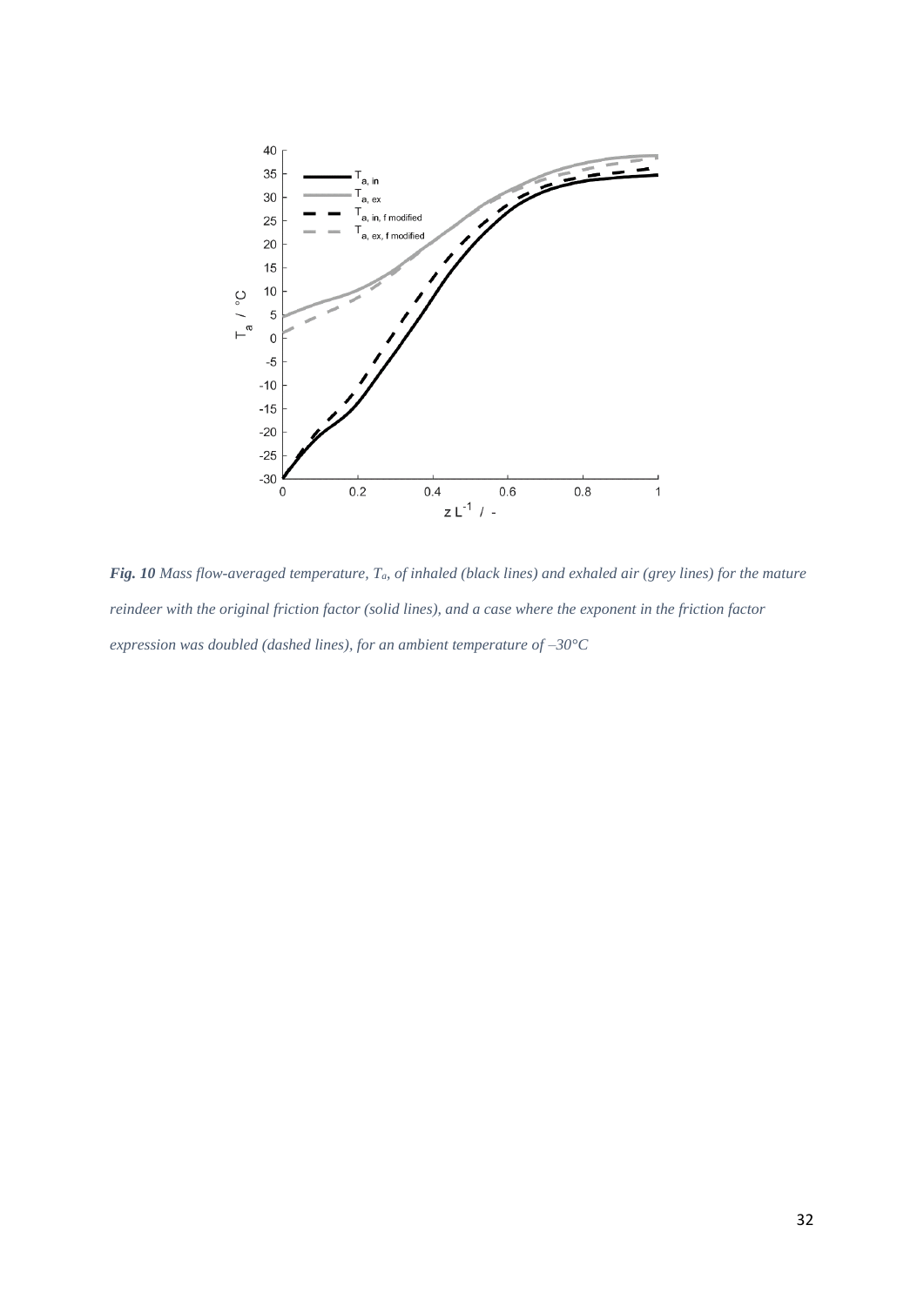***Fig. 10*** *Mass flow-averaged temperature, $T_a$, of inhaled (black lines) and exhaled air (grey lines) for the mature reindeer with the original friction factor (solid lines), and a case where the exponent in the friction factor expression was doubled (dashed lines), for an ambient temperature of –30°C*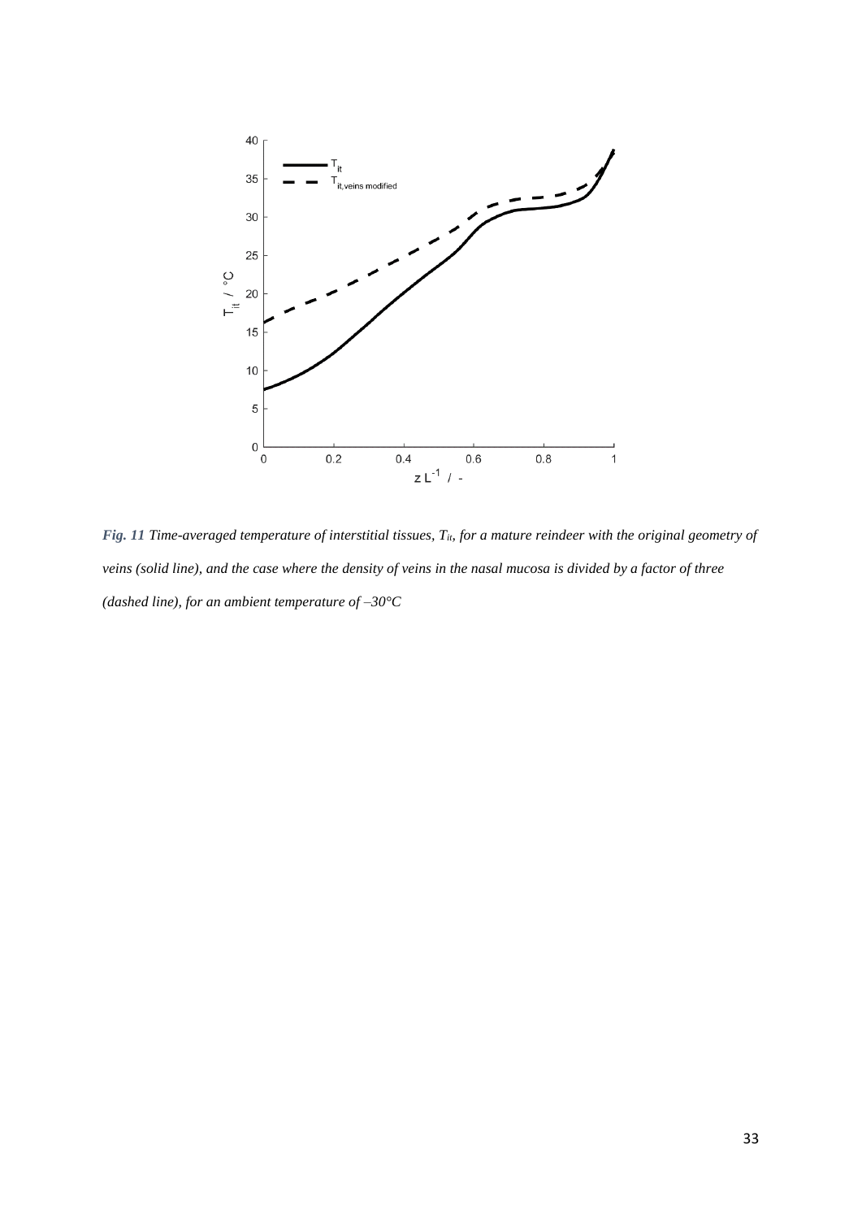40

35

30

25

20

15

10

5

0

$T_{it}$ / °C

0 0.2 0.4 0.6 0.8 1

$z\,L^{-1}$ / -

$T_{it}$

$T_{it,veins\ modified}$

***Fig. 11*** *Time-averaged temperature of interstitial tissues, $T_{it}$, for a mature reindeer with the original geometry of veins (solid line), and the case where the density of veins in the nasal mucosa is divided by a factor of three (dashed line), for an ambient temperature of –30°C*